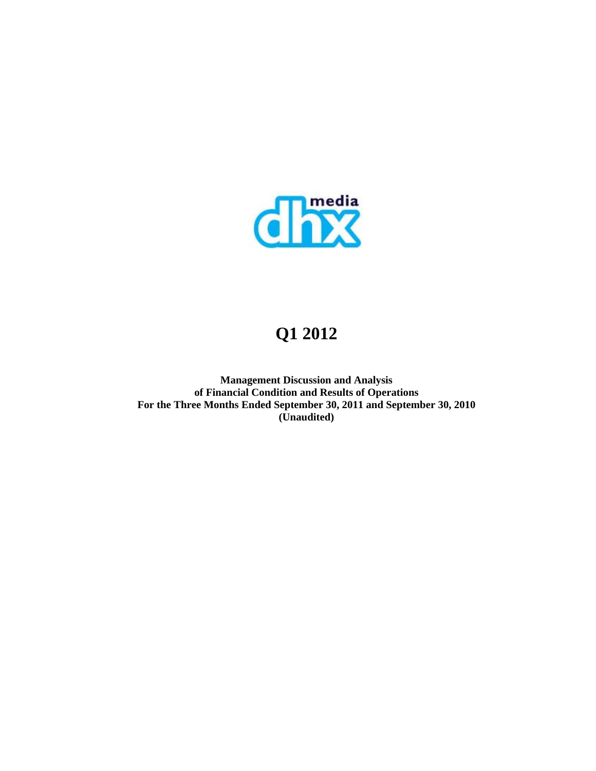dhx media

# Q1 2012

**Management Discussion and Analysis**
**of Financial Condition and Results of Operations**
**For the Three Months Ended September 30, 2011 and September 30, 2010**
**(Unaudited)**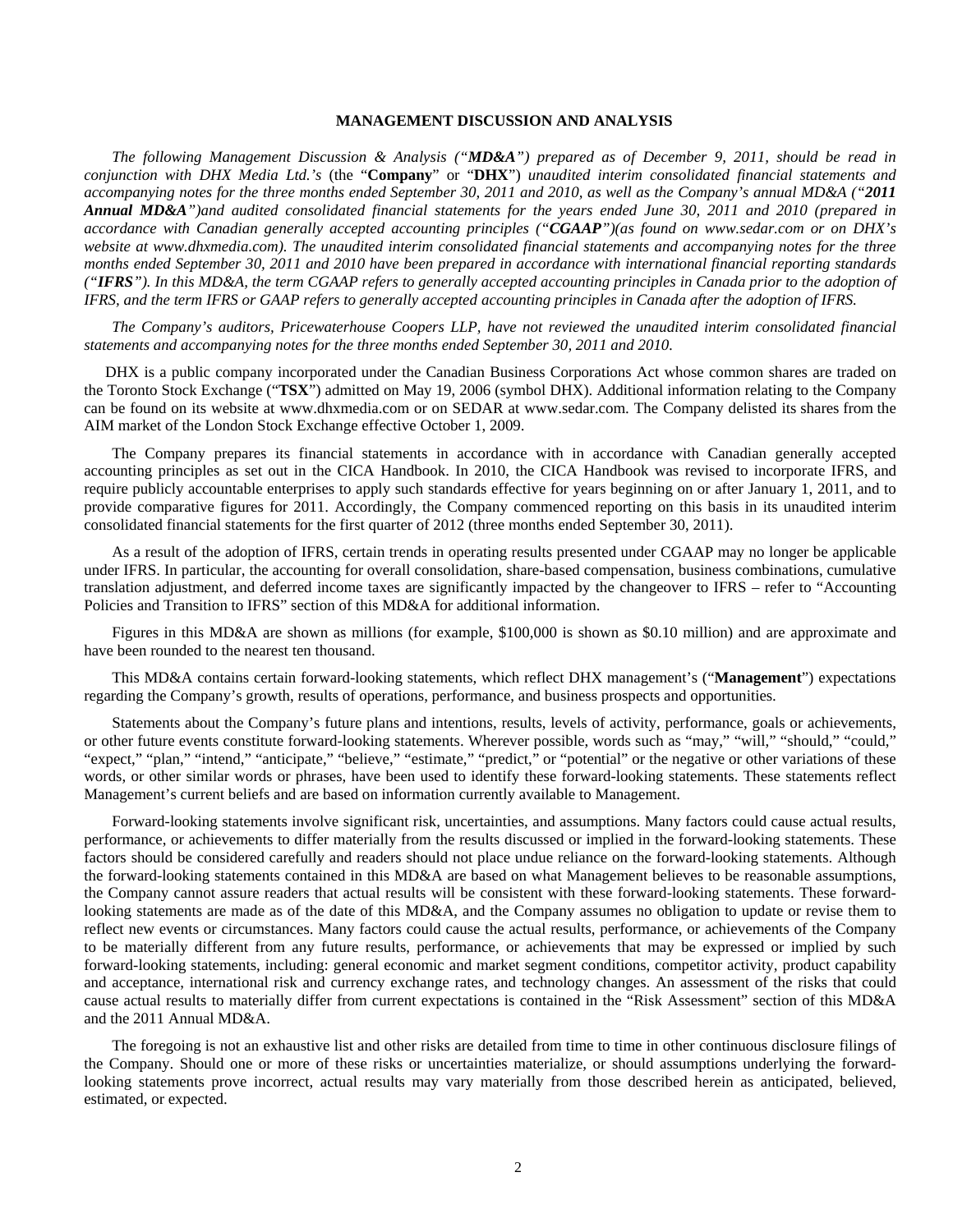**MANAGEMENT DISCUSSION AND ANALYSIS**

*The following Management Discussion & Analysis ("**MD&A**") prepared as of December 9, 2011, should be read in conjunction with DHX Media Ltd.'s* (the "**Company**" or "**DHX**") *unaudited interim consolidated financial statements and accompanying notes for the three months ended September 30, 2011 and 2010, as well as the Company's annual MD&A ("**2011 Annual MD&A**")and audited consolidated financial statements for the years ended June 30, 2011 and 2010 (prepared in accordance with Canadian generally accepted accounting principles ("**CGAAP**")(as found on www.sedar.com or on DHX's website at www.dhxmedia.com). The unaudited interim consolidated financial statements and accompanying notes for the three months ended September 30, 2011 and 2010 have been prepared in accordance with international financial reporting standards ("**IFRS**"). In this MD&A, the term CGAAP refers to generally accepted accounting principles in Canada prior to the adoption of IFRS, and the term IFRS or GAAP refers to generally accepted accounting principles in Canada after the adoption of IFRS.*

*The Company's auditors, Pricewaterhouse Coopers LLP, have not reviewed the unaudited interim consolidated financial statements and accompanying notes for the three months ended September 30, 2011 and 2010.*

DHX is a public company incorporated under the Canadian Business Corporations Act whose common shares are traded on the Toronto Stock Exchange ("**TSX**") admitted on May 19, 2006 (symbol DHX). Additional information relating to the Company can be found on its website at www.dhxmedia.com or on SEDAR at www.sedar.com. The Company delisted its shares from the AIM market of the London Stock Exchange effective October 1, 2009.

The Company prepares its financial statements in accordance with in accordance with Canadian generally accepted accounting principles as set out in the CICA Handbook. In 2010, the CICA Handbook was revised to incorporate IFRS, and require publicly accountable enterprises to apply such standards effective for years beginning on or after January 1, 2011, and to provide comparative figures for 2011. Accordingly, the Company commenced reporting on this basis in its unaudited interim consolidated financial statements for the first quarter of 2012 (three months ended September 30, 2011).

As a result of the adoption of IFRS, certain trends in operating results presented under CGAAP may no longer be applicable under IFRS. In particular, the accounting for overall consolidation, share-based compensation, business combinations, cumulative translation adjustment, and deferred income taxes are significantly impacted by the changeover to IFRS – refer to "Accounting Policies and Transition to IFRS" section of this MD&A for additional information.

Figures in this MD&A are shown as millions (for example, $100,000 is shown as $0.10 million) and are approximate and have been rounded to the nearest ten thousand.

This MD&A contains certain forward-looking statements, which reflect DHX management's ("**Management**") expectations regarding the Company's growth, results of operations, performance, and business prospects and opportunities.

Statements about the Company's future plans and intentions, results, levels of activity, performance, goals or achievements, or other future events constitute forward-looking statements. Wherever possible, words such as "may," "will," "should," "could," "expect," "plan," "intend," "anticipate," "believe," "estimate," "predict," or "potential" or the negative or other variations of these words, or other similar words or phrases, have been used to identify these forward-looking statements. These statements reflect Management's current beliefs and are based on information currently available to Management.

Forward-looking statements involve significant risk, uncertainties, and assumptions. Many factors could cause actual results, performance, or achievements to differ materially from the results discussed or implied in the forward-looking statements. These factors should be considered carefully and readers should not place undue reliance on the forward-looking statements. Although the forward-looking statements contained in this MD&A are based on what Management believes to be reasonable assumptions, the Company cannot assure readers that actual results will be consistent with these forward-looking statements. These forward-looking statements are made as of the date of this MD&A, and the Company assumes no obligation to update or revise them to reflect new events or circumstances. Many factors could cause the actual results, performance, or achievements of the Company to be materially different from any future results, performance, or achievements that may be expressed or implied by such forward-looking statements, including: general economic and market segment conditions, competitor activity, product capability and acceptance, international risk and currency exchange rates, and technology changes. An assessment of the risks that could cause actual results to materially differ from current expectations is contained in the "Risk Assessment" section of this MD&A and the 2011 Annual MD&A.

The foregoing is not an exhaustive list and other risks are detailed from time to time in other continuous disclosure filings of the Company. Should one or more of these risks or uncertainties materialize, or should assumptions underlying the forward-looking statements prove incorrect, actual results may vary materially from those described herein as anticipated, believed, estimated, or expected.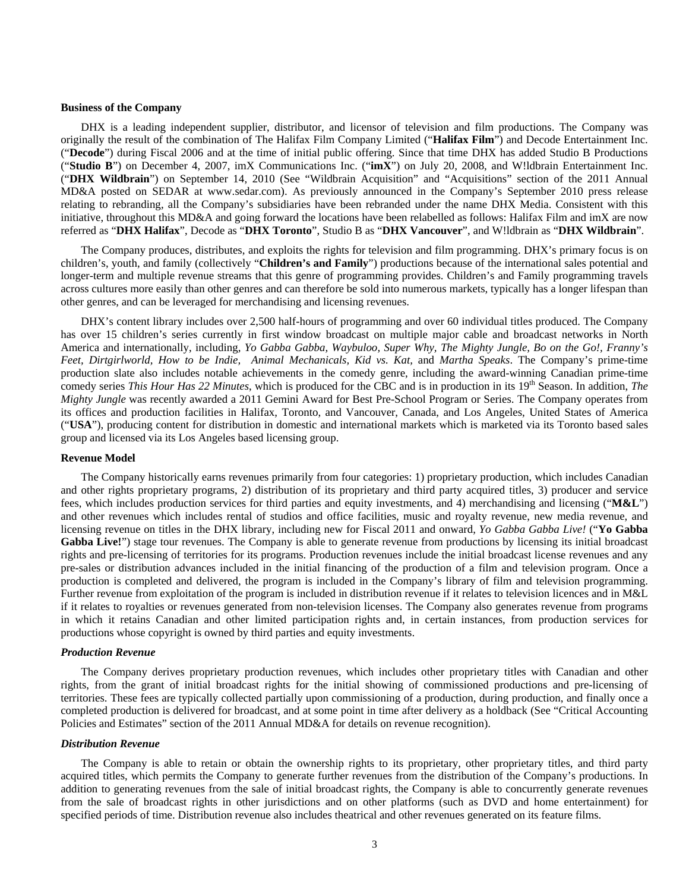**Business of the Company**

DHX is a leading independent supplier, distributor, and licensor of television and film productions. The Company was originally the result of the combination of The Halifax Film Company Limited ("**Halifax Film**") and Decode Entertainment Inc. ("**Decode**") during Fiscal 2006 and at the time of initial public offering. Since that time DHX has added Studio B Productions ("**Studio B**") on December 4, 2007, imX Communications Inc. ("**imX**") on July 20, 2008, and W!ldbrain Entertainment Inc. ("**DHX Wildbrain**") on September 14, 2010 (See "Wildbrain Acquisition" and "Acquisitions" section of the 2011 Annual MD&A posted on SEDAR at www.sedar.com). As previously announced in the Company's September 2010 press release relating to rebranding, all the Company's subsidiaries have been rebranded under the name DHX Media. Consistent with this initiative, throughout this MD&A and going forward the locations have been relabelled as follows: Halifax Film and imX are now referred as "**DHX Halifax**", Decode as "**DHX Toronto**", Studio B as "**DHX Vancouver**", and W!ldbrain as "**DHX Wildbrain**".

The Company produces, distributes, and exploits the rights for television and film programming. DHX's primary focus is on children's, youth, and family (collectively "**Children's and Family**") productions because of the international sales potential and longer-term and multiple revenue streams that this genre of programming provides. Children's and Family programming travels across cultures more easily than other genres and can therefore be sold into numerous markets, typically has a longer lifespan than other genres, and can be leveraged for merchandising and licensing revenues.

DHX's content library includes over 2,500 half-hours of programming and over 60 individual titles produced. The Company has over 15 children's series currently in first window broadcast on multiple major cable and broadcast networks in North America and internationally, including, *Yo Gabba Gabba, Waybuloo, Super Why, The Mighty Jungle, Bo on the Go!, Franny's Feet, Dirtgirlworld, How to be Indie, Animal Mechanicals, Kid vs. Kat,* and *Martha Speaks*. The Company's prime-time production slate also includes notable achievements in the comedy genre, including the award-winning Canadian prime-time comedy series *This Hour Has 22 Minutes*, which is produced for the CBC and is in production in its 19th Season. In addition, *The Mighty Jungle* was recently awarded a 2011 Gemini Award for Best Pre-School Program or Series. The Company operates from its offices and production facilities in Halifax, Toronto, and Vancouver, Canada, and Los Angeles, United States of America ("**USA**"), producing content for distribution in domestic and international markets which is marketed via its Toronto based sales group and licensed via its Los Angeles based licensing group.

**Revenue Model**

The Company historically earns revenues primarily from four categories: 1) proprietary production, which includes Canadian and other rights proprietary programs, 2) distribution of its proprietary and third party acquired titles, 3) producer and service fees, which includes production services for third parties and equity investments, and 4) merchandising and licensing ("**M&L**") and other revenues which includes rental of studios and office facilities, music and royalty revenue, new media revenue, and licensing revenue on titles in the DHX library, including new for Fiscal 2011 and onward, *Yo Gabba Gabba Live!* ("**Yo Gabba Gabba Live!**") stage tour revenues. The Company is able to generate revenue from productions by licensing its initial broadcast rights and pre-licensing of territories for its programs. Production revenues include the initial broadcast license revenues and any pre-sales or distribution advances included in the initial financing of the production of a film and television program. Once a production is completed and delivered, the program is included in the Company's library of film and television programming. Further revenue from exploitation of the program is included in distribution revenue if it relates to television licences and in M&L if it relates to royalties or revenues generated from non-television licenses. The Company also generates revenue from programs in which it retains Canadian and other limited participation rights and, in certain instances, from production services for productions whose copyright is owned by third parties and equity investments.

***Production Revenue***

The Company derives proprietary production revenues, which includes other proprietary titles with Canadian and other rights, from the grant of initial broadcast rights for the initial showing of commissioned productions and pre-licensing of territories. These fees are typically collected partially upon commissioning of a production, during production, and finally once a completed production is delivered for broadcast, and at some point in time after delivery as a holdback (See "Critical Accounting Policies and Estimates" section of the 2011 Annual MD&A for details on revenue recognition).

***Distribution Revenue***

The Company is able to retain or obtain the ownership rights to its proprietary, other proprietary titles, and third party acquired titles, which permits the Company to generate further revenues from the distribution of the Company's productions. In addition to generating revenues from the sale of initial broadcast rights, the Company is able to concurrently generate revenues from the sale of broadcast rights in other jurisdictions and on other platforms (such as DVD and home entertainment) for specified periods of time. Distribution revenue also includes theatrical and other revenues generated on its feature films.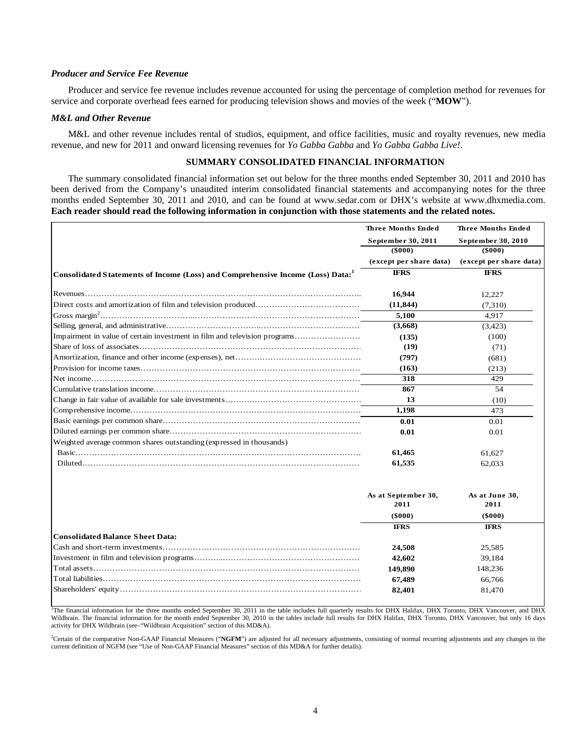### *Producer and Service Fee Revenue*

Producer and service fee revenue includes revenue accounted for using the percentage of completion method for revenues for service and corporate overhead fees earned for producing television shows and movies of the week ("**MOW**").

### *M&L and Other Revenue*

M&L and other revenue includes rental of studios, equipment, and office facilities, music and royalty revenues, new media revenue, and new for 2011 and onward licensing revenues for *Yo Gabba Gabba* and *Yo Gabba Gabba Live!*.

## SUMMARY CONSOLIDATED FINANCIAL INFORMATION

The summary consolidated financial information set out below for the three months ended September 30, 2011 and 2010 has been derived from the Company's unaudited interim consolidated financial statements and accompanying notes for the three months ended September 30, 2011 and 2010, and can be found at www.sedar.com or DHX's website at www.dhxmedia.com. **Each reader should read the following information in conjunction with those statements and the related notes.**

| | Three Months Ended September 30, 2011 ($000) (except per share data) | Three Months Ended September 30, 2010 ($000) (except per share data) |
|---|---|---|
| **Consolidated Statements of Income (Loss) and Comprehensive Income (Loss) Data:**[1] | **IFRS** | **IFRS** |
| Revenues | **16,944** | 12,227 |
| Direct costs and amortization of film and television produced | **(11,844)** | (7,310) |
| Gross margin[2] | **5,100** | 4,917 |
| Selling, general, and administrative | **(3,668)** | (3,423) |
| Impairment in value of certain investment in film and television programs | **(135)** | (100) |
| Share of loss of associates | **(19)** | (71) |
| Amortization, finance and other income (expenses), net | **(797)** | (681) |
| Provision for income taxes | **(163)** | (213) |
| Net income | **318** | 429 |
| Cumulative translation income | **867** | 54 |
| Change in fair value of available for sale investments | **13** | (10) |
| Comprehensive income | **1,198** | 473 |
| Basic earnings per common share | **0.01** | 0.01 |
| Diluted earnings per common share | **0.01** | 0.01 |
| Weighted average common shares outstanding (expressed in thousands) | | |
| Basic | **61,465** | 61,627 |
| Diluted | **61,535** | 62,033 |

| | As at September 30, 2011 ($000) | As at June 30, 2011 ($000) |
|---|---|---|
| | **IFRS** | **IFRS** |
| **Consolidated Balance Sheet Data:** | | |
| Cash and short-term investments | **24,508** | 25,585 |
| Investment in film and television programs | **42,602** | 39,184 |
| Total assets | **149,890** | 148,236 |
| Total liabilities | **67,489** | 66,766 |
| Shareholders' equity | **82,401** | 81,470 |

[1]The financial information for the three months ended September 30, 2011 in the table includes full quarterly results for DHX Halifax, DHX Toronto, DHX Vancouver, and DHX Wildbrain. The financial information for the month ended September 30, 2010 in the tables include full results for DHX Halifax, DHX Toronto, DHX Vancouver, but only 16 days activity for DHX Wildbrain (see–"Wildbrain Acquisition" section of this MD&A).

[2]Certain of the comparative Non-GAAP Financial Measures ("**NGFM**") are adjusted for all necessary adjustments, consisting of normal recurring adjustments and any changes in the current definition of NGFM (see "Use of Non-GAAP Financial Measures" section of this MD&A for further details).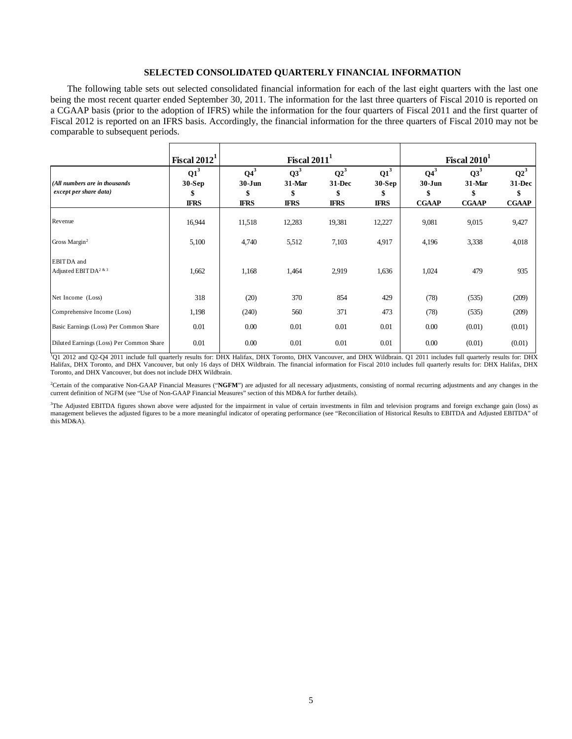## SELECTED CONSOLIDATED QUARTERLY FINANCIAL INFORMATION

The following table sets out selected consolidated financial information for each of the last eight quarters with the last one being the most recent quarter ended September 30, 2011. The information for the last three quarters of Fiscal 2010 is reported on a CGAAP basis (prior to the adoption of IFRS) while the information for the four quarters of Fiscal 2011 and the first quarter of Fiscal 2012 is reported on an IFRS basis. Accordingly, the financial information for the three quarters of Fiscal 2010 may not be comparable to subsequent periods.

| | Fiscal 2012[1] | Fiscal 2011[1] | | | | Fiscal 2010[1] | | |
|---|---|---|---|---|---|---|---|---|
| *(All numbers are in thousands except per share data)* | **Q1[3] 30-Sep $ IFRS** | **Q4[3] 30-Jun $ IFRS** | **Q3[3] 31-Mar $ IFRS** | **Q2[3] 31-Dec $ IFRS** | **Q1[3] 30-Sep $ IFRS** | **Q4[3] 30-Jun $ CGAAP** | **Q3[3] 31-Mar $ CGAAP** | **Q2[3] 31-Dec $ CGAAP** |
| Revenue | 16,944 | 11,518 | 12,283 | 19,381 | 12,227 | 9,081 | 9,015 | 9,427 |
| Gross Margin[2] | 5,100 | 4,740 | 5,512 | 7,103 | 4,917 | 4,196 | 3,338 | 4,018 |
| EBITDA and Adjusted EBITDA[2 & 3] | 1,662 | 1,168 | 1,464 | 2,919 | 1,636 | 1,024 | 479 | 935 |
| Net Income (Loss) | 318 | (20) | 370 | 854 | 429 | (78) | (535) | (209) |
| Comprehensive Income (Loss) | 1,198 | (240) | 560 | 371 | 473 | (78) | (535) | (209) |
| Basic Earnings (Loss) Per Common Share | 0.01 | 0.00 | 0.01 | 0.01 | 0.01 | 0.00 | (0.01) | (0.01) |
| Diluted Earnings (Loss) Per Common Share | 0.01 | 0.00 | 0.01 | 0.01 | 0.01 | 0.00 | (0.01) | (0.01) |

[1]Q1 2012 and Q2-Q4 2011 include full quarterly results for: DHX Halifax, DHX Toronto, DHX Vancouver, and DHX Wildbrain. Q1 2011 includes full quarterly results for: DHX Halifax, DHX Toronto, and DHX Vancouver, but only 16 days of DHX Wildbrain. The financial information for Fiscal 2010 includes full quarterly results for: DHX Halifax, DHX Toronto, and DHX Vancouver, but does not include DHX Wildbrain.

[2]Certain of the comparative Non-GAAP Financial Measures ("**NGFM**") are adjusted for all necessary adjustments, consisting of normal recurring adjustments and any changes in the current definition of NGFM (see "Use of Non-GAAP Financial Measures" section of this MD&A for further details).

[3]The Adjusted EBITDA figures shown above were adjusted for the impairment in value of certain investments in film and television programs and foreign exchange gain (loss) as management believes the adjusted figures to be a more meaningful indicator of operating performance (see "Reconciliation of Historical Results to EBITDA and Adjusted EBITDA" of this MD&A).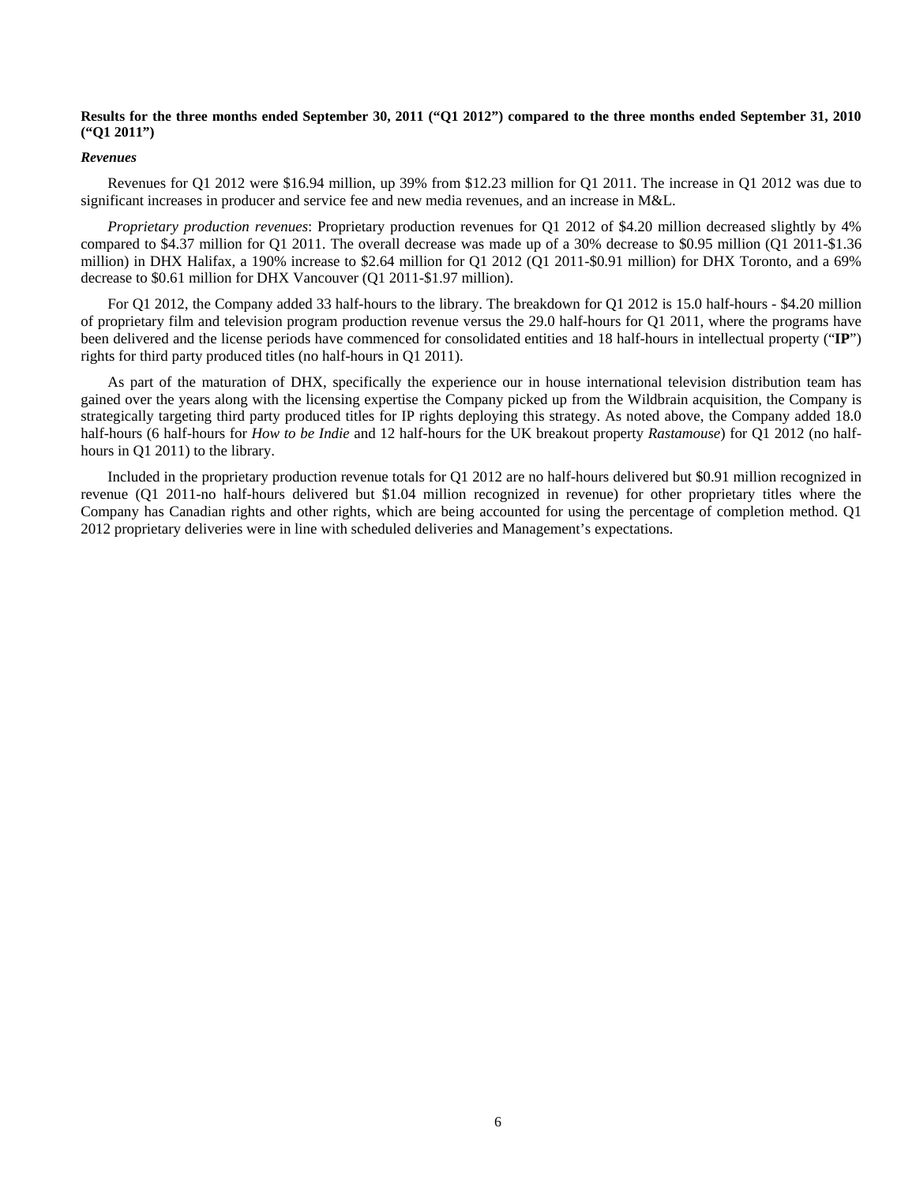**Results for the three months ended September 30, 2011 ("Q1 2012") compared to the three months ended September 31, 2010 ("Q1 2011")**

***Revenues***

Revenues for Q1 2012 were $16.94 million, up 39% from $12.23 million for Q1 2011. The increase in Q1 2012 was due to significant increases in producer and service fee and new media revenues, and an increase in M&L.

*Proprietary production revenues*: Proprietary production revenues for Q1 2012 of $4.20 million decreased slightly by 4% compared to $4.37 million for Q1 2011. The overall decrease was made up of a 30% decrease to $0.95 million (Q1 2011-$1.36 million) in DHX Halifax, a 190% increase to $2.64 million for Q1 2012 (Q1 2011-$0.91 million) for DHX Toronto, and a 69% decrease to $0.61 million for DHX Vancouver (Q1 2011-$1.97 million).

For Q1 2012, the Company added 33 half-hours to the library. The breakdown for Q1 2012 is 15.0 half-hours - $4.20 million of proprietary film and television program production revenue versus the 29.0 half-hours for Q1 2011, where the programs have been delivered and the license periods have commenced for consolidated entities and 18 half-hours in intellectual property ("**IP**") rights for third party produced titles (no half-hours in Q1 2011).

As part of the maturation of DHX, specifically the experience our in house international television distribution team has gained over the years along with the licensing expertise the Company picked up from the Wildbrain acquisition, the Company is strategically targeting third party produced titles for IP rights deploying this strategy. As noted above, the Company added 18.0 half-hours (6 half-hours for *How to be Indie* and 12 half-hours for the UK breakout property *Rastamouse*) for Q1 2012 (no half-hours in Q1 2011) to the library.

Included in the proprietary production revenue totals for Q1 2012 are no half-hours delivered but $0.91 million recognized in revenue (Q1 2011-no half-hours delivered but $1.04 million recognized in revenue) for other proprietary titles where the Company has Canadian rights and other rights, which are being accounted for using the percentage of completion method. Q1 2012 proprietary deliveries were in line with scheduled deliveries and Management's expectations.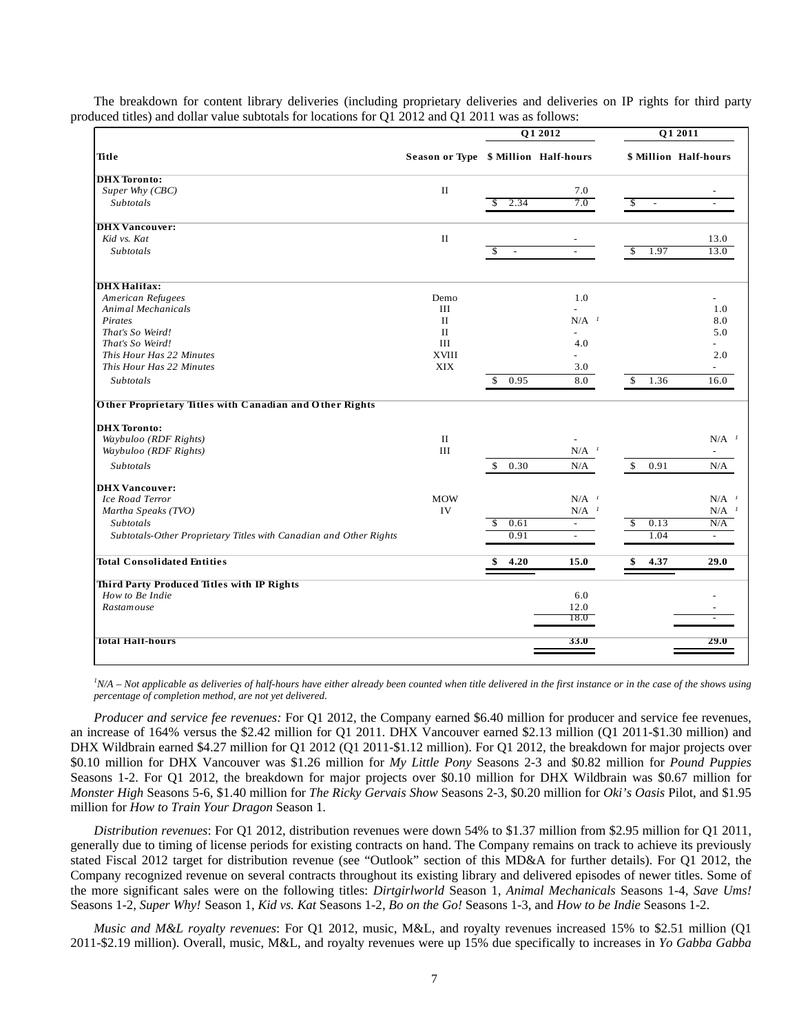The breakdown for content library deliveries (including proprietary deliveries and deliveries on IP rights for third party produced titles) and dollar value subtotals for locations for Q1 2012 and Q1 2011 was as follows:

| Title | Season or Type | Q1 2012 $ Million | Q1 2012 Half-hours | Q1 2011 $ Million | Q1 2011 Half-hours |
|---|---|---|---|---|---|
| **DHX Toronto:** | | | | | |
| *Super Why (CBC)* | II | | 7.0 | | - |
| *Subtotals* | | $ 2.34 | 7.0 | $ - | - |
| **DHX Vancouver:** | | | | | |
| *Kid vs. Kat* | II | | - | | 13.0 |
| *Subtotals* | | $ - | - | $ 1.97 | 13.0 |
| **DHX Halifax:** | | | | | |
| *American Refugees* | Demo | | 1.0 | | - |
| *Animal Mechanicals* | III | | - | | 1.0 |
| *Pirates* | II | | N/A [1] | | 8.0 |
| *That's So Weird!* | II | | - | | 5.0 |
| *That's So Weird!* | III | | 4.0 | | - |
| *This Hour Has 22 Minutes* | XVIII | | - | | 2.0 |
| *This Hour Has 22 Minutes* | XIX | | 3.0 | | - |
| *Subtotals* | | $ 0.95 | 8.0 | $ 1.36 | 16.0 |
| **Other Proprietary Titles with Canadian and Other Rights** | | | | | |
| **DHX Toronto:** | | | | | |
| *Waybuloo (RDF Rights)* | II | | - | | N/A [1] |
| *Waybuloo (RDF Rights)* | III | | N/A [1] | | - |
| *Subtotals* | | $ 0.30 | N/A | $ 0.91 | N/A |
| **DHX Vancouver:** | | | | | |
| *Ice Road Terror* | MOW | | N/A [1] | | N/A [1] |
| *Martha Speaks (TVO)* | IV | | N/A [1] | | N/A [1] |
| *Subtotals* | | $ 0.61 | - | $ 0.13 | N/A |
| *Subtotals-Other Proprietary Titles with Canadian and Other Rights* | | 0.91 | - | 1.04 | - |
| **Total Consolidated Entities** | | **$ 4.20** | **15.0** | **$ 4.37** | **29.0** |
| **Third Party Produced Titles with IP Rights** | | | | | |
| *How to Be Indie* | | | 6.0 | | - |
| *Rastamouse* | | | 12.0 | | - |
| | | | 18.0 | | - |
| **Total Half-hours** | | | **33.0** | | **29.0** |

*[1] N/A – Not applicable as deliveries of half-hours have either already been counted when title delivered in the first instance or in the case of the shows using percentage of completion method, are not yet delivered.*

*Producer and service fee revenues:* For Q1 2012, the Company earned $6.40 million for producer and service fee revenues, an increase of 164% versus the $2.42 million for Q1 2011. DHX Vancouver earned $2.13 million (Q1 2011-$1.30 million) and DHX Wildbrain earned $4.27 million for Q1 2012 (Q1 2011-$1.12 million). For Q1 2012, the breakdown for major projects over $0.10 million for DHX Vancouver was $1.26 million for *My Little Pony* Seasons 2-3 and $0.82 million for *Pound Puppies* Seasons 1-2. For Q1 2012, the breakdown for major projects over $0.10 million for DHX Wildbrain was $0.67 million for *Monster High* Seasons 5-6, $1.40 million for *The Ricky Gervais Show* Seasons 2-3, $0.20 million for *Oki's Oasis* Pilot, and $1.95 million for *How to Train Your Dragon* Season 1.

*Distribution revenues*: For Q1 2012, distribution revenues were down 54% to $1.37 million from $2.95 million for Q1 2011, generally due to timing of license periods for existing contracts on hand. The Company remains on track to achieve its previously stated Fiscal 2012 target for distribution revenue (see "Outlook" section of this MD&A for further details). For Q1 2012, the Company recognized revenue on several contracts throughout its existing library and delivered episodes of newer titles. Some of the more significant sales were on the following titles: *Dirtgirlworld* Season 1, *Animal Mechanicals* Seasons 1-4, *Save Ums!* Seasons 1-2, *Super Why!* Season 1, *Kid vs. Kat* Seasons 1-2, *Bo on the Go!* Seasons 1-3, and *How to be Indie* Seasons 1-2.

*Music and M&L royalty revenues*: For Q1 2012, music, M&L, and royalty revenues increased 15% to $2.51 million (Q1 2011-$2.19 million). Overall, music, M&L, and royalty revenues were up 15% due specifically to increases in *Yo Gabba Gabba*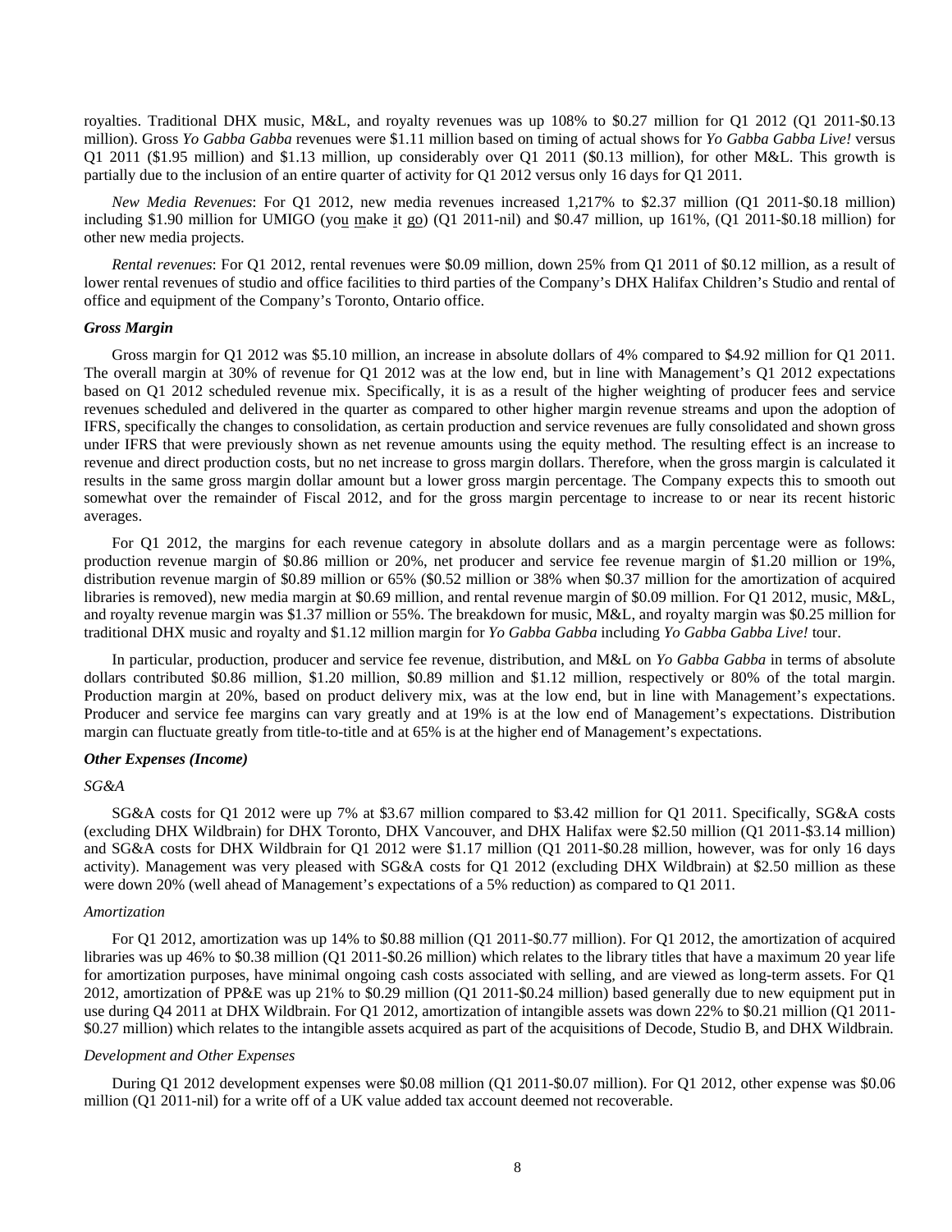royalties. Traditional DHX music, M&L, and royalty revenues was up 108% to $0.27 million for Q1 2012 (Q1 2011-$0.13 million). Gross *Yo Gabba Gabba* revenues were $1.11 million based on timing of actual shows for *Yo Gabba Gabba Live!* versus Q1 2011 ($1.95 million) and $1.13 million, up considerably over Q1 2011 ($0.13 million), for other M&L. This growth is partially due to the inclusion of an entire quarter of activity for Q1 2012 versus only 16 days for Q1 2011.

*New Media Revenues*: For Q1 2012, new media revenues increased 1,217% to $2.37 million (Q1 2011-$0.18 million) including $1.90 million for UMIGO (you make it go) (Q1 2011-nil) and $0.47 million, up 161%, (Q1 2011-$0.18 million) for other new media projects.

*Rental revenues*: For Q1 2012, rental revenues were $0.09 million, down 25% from Q1 2011 of $0.12 million, as a result of lower rental revenues of studio and office facilities to third parties of the Company's DHX Halifax Children's Studio and rental of office and equipment of the Company's Toronto, Ontario office.

***Gross Margin***

Gross margin for Q1 2012 was $5.10 million, an increase in absolute dollars of 4% compared to $4.92 million for Q1 2011. The overall margin at 30% of revenue for Q1 2012 was at the low end, but in line with Management's Q1 2012 expectations based on Q1 2012 scheduled revenue mix. Specifically, it is as a result of the higher weighting of producer fees and service revenues scheduled and delivered in the quarter as compared to other higher margin revenue streams and upon the adoption of IFRS, specifically the changes to consolidation, as certain production and service revenues are fully consolidated and shown gross under IFRS that were previously shown as net revenue amounts using the equity method. The resulting effect is an increase to revenue and direct production costs, but no net increase to gross margin dollars. Therefore, when the gross margin is calculated it results in the same gross margin dollar amount but a lower gross margin percentage. The Company expects this to smooth out somewhat over the remainder of Fiscal 2012, and for the gross margin percentage to increase to or near its recent historic averages.

For Q1 2012, the margins for each revenue category in absolute dollars and as a margin percentage were as follows: production revenue margin of $0.86 million or 20%, net producer and service fee revenue margin of $1.20 million or 19%, distribution revenue margin of $0.89 million or 65% ($0.52 million or 38% when $0.37 million for the amortization of acquired libraries is removed), new media margin at $0.69 million, and rental revenue margin of $0.09 million. For Q1 2012, music, M&L, and royalty revenue margin was $1.37 million or 55%. The breakdown for music, M&L, and royalty margin was $0.25 million for traditional DHX music and royalty and $1.12 million margin for *Yo Gabba Gabba* including *Yo Gabba Gabba Live!* tour.

In particular, production, producer and service fee revenue, distribution, and M&L on *Yo Gabba Gabba* in terms of absolute dollars contributed $0.86 million, $1.20 million, $0.89 million and $1.12 million, respectively or 80% of the total margin. Production margin at 20%, based on product delivery mix, was at the low end, but in line with Management's expectations. Producer and service fee margins can vary greatly and at 19% is at the low end of Management's expectations. Distribution margin can fluctuate greatly from title-to-title and at 65% is at the higher end of Management's expectations.

***Other Expenses (Income)***

*SG&A*

SG&A costs for Q1 2012 were up 7% at $3.67 million compared to $3.42 million for Q1 2011. Specifically, SG&A costs (excluding DHX Wildbrain) for DHX Toronto, DHX Vancouver, and DHX Halifax were $2.50 million (Q1 2011-$3.14 million) and SG&A costs for DHX Wildbrain for Q1 2012 were $1.17 million (Q1 2011-$0.28 million, however, was for only 16 days activity). Management was very pleased with SG&A costs for Q1 2012 (excluding DHX Wildbrain) at $2.50 million as these were down 20% (well ahead of Management's expectations of a 5% reduction) as compared to Q1 2011.

*Amortization*

For Q1 2012, amortization was up 14% to $0.88 million (Q1 2011-$0.77 million). For Q1 2012, the amortization of acquired libraries was up 46% to $0.38 million (Q1 2011-$0.26 million) which relates to the library titles that have a maximum 20 year life for amortization purposes, have minimal ongoing cash costs associated with selling, and are viewed as long-term assets. For Q1 2012, amortization of PP&E was up 21% to $0.29 million (Q1 2011-$0.24 million) based generally due to new equipment put in use during Q4 2011 at DHX Wildbrain. For Q1 2012, amortization of intangible assets was down 22% to $0.21 million (Q1 2011-$0.27 million) which relates to the intangible assets acquired as part of the acquisitions of Decode, Studio B, and DHX Wildbrain.

*Development and Other Expenses*

During Q1 2012 development expenses were $0.08 million (Q1 2011-$0.07 million). For Q1 2012, other expense was $0.06 million (Q1 2011-nil) for a write off of a UK value added tax account deemed not recoverable.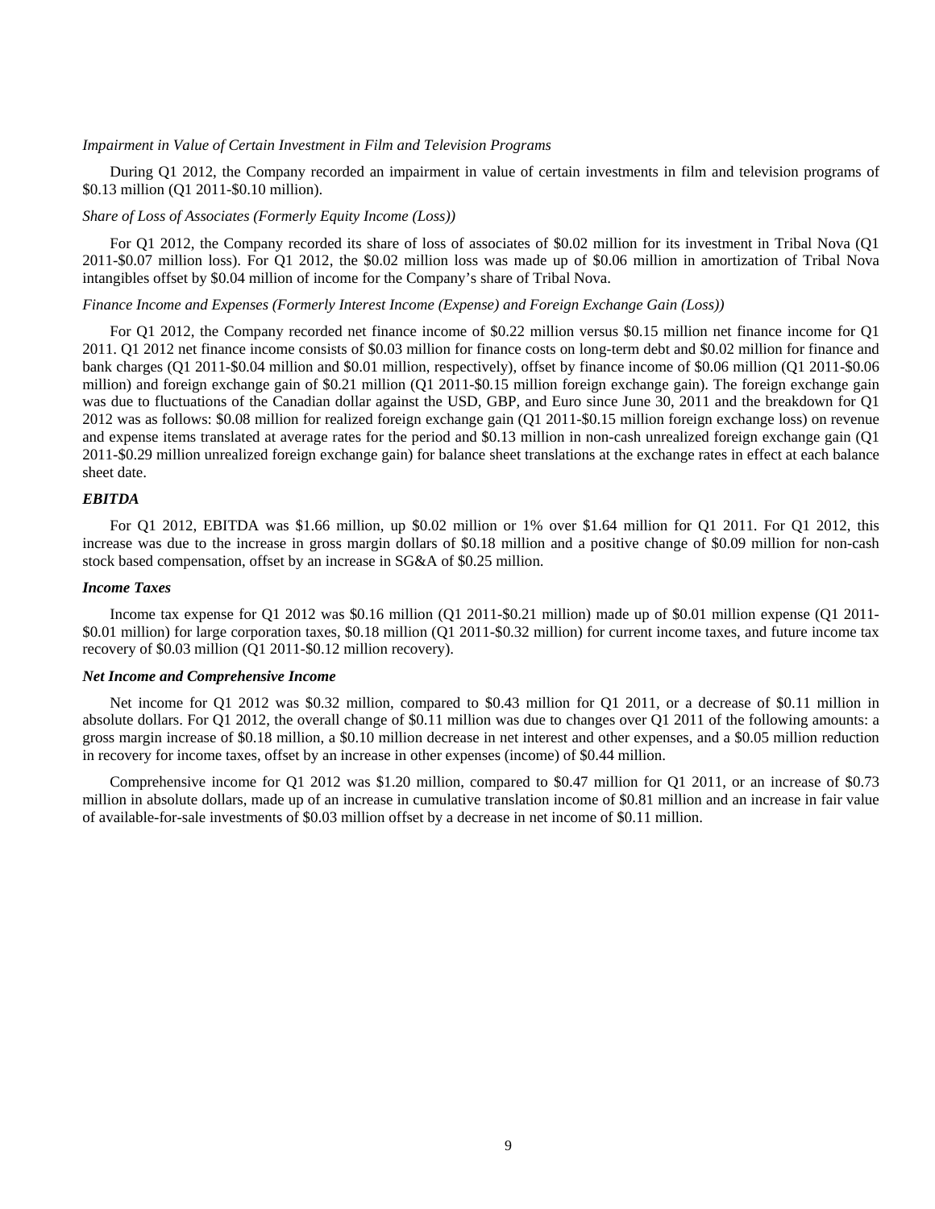*Impairment in Value of Certain Investment in Film and Television Programs*

During Q1 2012, the Company recorded an impairment in value of certain investments in film and television programs of $0.13 million (Q1 2011-$0.10 million).

*Share of Loss of Associates (Formerly Equity Income (Loss))*

For Q1 2012, the Company recorded its share of loss of associates of $0.02 million for its investment in Tribal Nova (Q1 2011-$0.07 million loss). For Q1 2012, the $0.02 million loss was made up of $0.06 million in amortization of Tribal Nova intangibles offset by $0.04 million of income for the Company's share of Tribal Nova.

*Finance Income and Expenses (Formerly Interest Income (Expense) and Foreign Exchange Gain (Loss))*

For Q1 2012, the Company recorded net finance income of $0.22 million versus $0.15 million net finance income for Q1 2011. Q1 2012 net finance income consists of $0.03 million for finance costs on long-term debt and $0.02 million for finance and bank charges (Q1 2011-$0.04 million and $0.01 million, respectively), offset by finance income of $0.06 million (Q1 2011-$0.06 million) and foreign exchange gain of $0.21 million (Q1 2011-$0.15 million foreign exchange gain). The foreign exchange gain was due to fluctuations of the Canadian dollar against the USD, GBP, and Euro since June 30, 2011 and the breakdown for Q1 2012 was as follows: $0.08 million for realized foreign exchange gain (Q1 2011-$0.15 million foreign exchange loss) on revenue and expense items translated at average rates for the period and $0.13 million in non-cash unrealized foreign exchange gain (Q1 2011-$0.29 million unrealized foreign exchange gain) for balance sheet translations at the exchange rates in effect at each balance sheet date.

***EBITDA***

For Q1 2012, EBITDA was $1.66 million, up $0.02 million or 1% over $1.64 million for Q1 2011. For Q1 2012, this increase was due to the increase in gross margin dollars of $0.18 million and a positive change of $0.09 million for non-cash stock based compensation, offset by an increase in SG&A of $0.25 million.

***Income Taxes***

Income tax expense for Q1 2012 was $0.16 million (Q1 2011-$0.21 million) made up of $0.01 million expense (Q1 2011-$0.01 million) for large corporation taxes, $0.18 million (Q1 2011-$0.32 million) for current income taxes, and future income tax recovery of $0.03 million (Q1 2011-$0.12 million recovery).

***Net Income and Comprehensive Income***

Net income for Q1 2012 was $0.32 million, compared to $0.43 million for Q1 2011, or a decrease of $0.11 million in absolute dollars. For Q1 2012, the overall change of $0.11 million was due to changes over Q1 2011 of the following amounts: a gross margin increase of $0.18 million, a $0.10 million decrease in net interest and other expenses, and a $0.05 million reduction in recovery for income taxes, offset by an increase in other expenses (income) of $0.44 million.

Comprehensive income for Q1 2012 was $1.20 million, compared to $0.47 million for Q1 2011, or an increase of $0.73 million in absolute dollars, made up of an increase in cumulative translation income of $0.81 million and an increase in fair value of available-for-sale investments of $0.03 million offset by a decrease in net income of $0.11 million.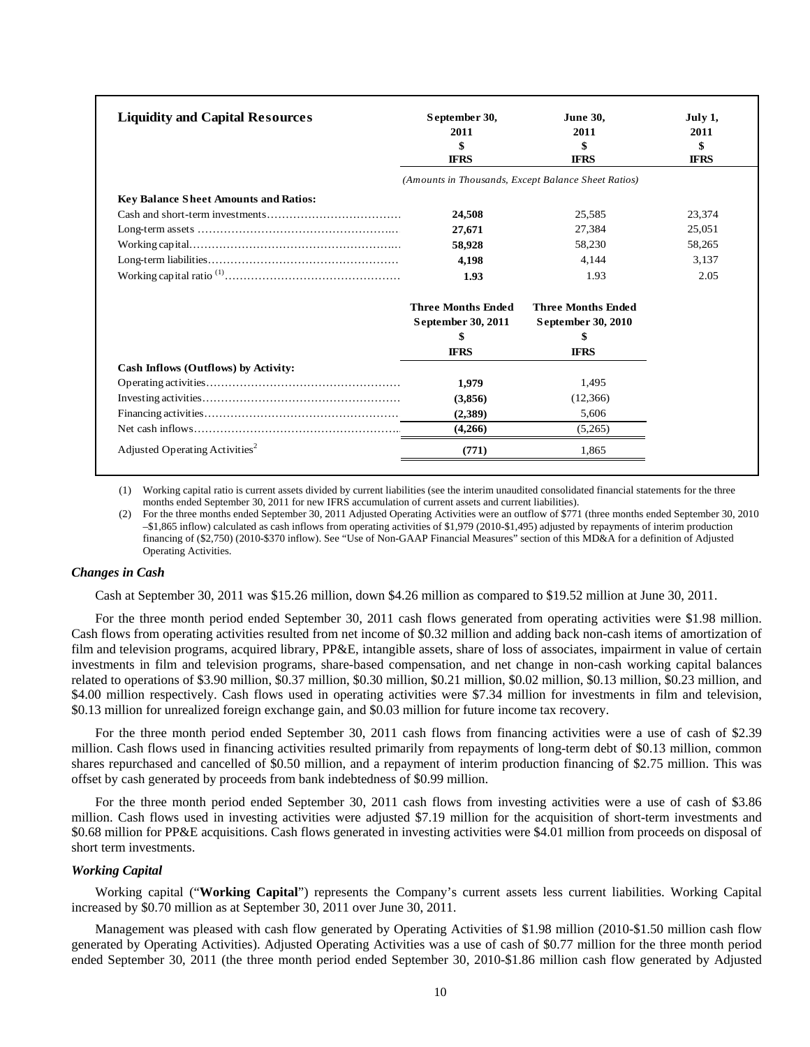| Liquidity and Capital Resources | September 30, 2011 $ IFRS | June 30, 2011 $ IFRS | July 1, 2011 $ IFRS |
|---|---|---|---|
| | *(Amounts in Thousands, Except Balance Sheet Ratios)* | | |
| **Key Balance Sheet Amounts and Ratios:** | | | |
| Cash and short-term investments | **24,508** | 25,585 | 23,374 |
| Long-term assets | **27,671** | 27,384 | 25,051 |
| Working capital | **58,928** | 58,230 | 58,265 |
| Long-term liabilities | **4,198** | 4,144 | 3,137 |
| Working capital ratio [(1)] | **1.93** | 1.93 | 2.05 |

| | Three Months Ended September 30, 2011 $ IFRS | Three Months Ended September 30, 2010 $ IFRS |
|---|---|---|
| **Cash Inflows (Outflows) by Activity:** | | |
| Operating activities | **1,979** | 1,495 |
| Investing activities | **(3,856)** | (12,366) |
| Financing activities | **(2,389)** | 5,606 |
| Net cash inflows | **(4,266)** | (5,265) |
| Adjusted Operating Activities[2] | **(771)** | 1,865 |

(1) Working capital ratio is current assets divided by current liabilities (see the interim unaudited consolidated financial statements for the three months ended September 30, 2011 for new IFRS accumulation of current assets and current liabilities).

(2) For the three months ended September 30, 2011 Adjusted Operating Activities were an outflow of $771 (three months ended September 30, 2010 –$1,865 inflow) calculated as cash inflows from operating activities of $1,979 (2010-$1,495) adjusted by repayments of interim production financing of ($2,750) (2010-$370 inflow). See "Use of Non-GAAP Financial Measures" section of this MD&A for a definition of Adjusted Operating Activities.

### *Changes in Cash*

Cash at September 30, 2011 was $15.26 million, down $4.26 million as compared to $19.52 million at June 30, 2011.

For the three month period ended September 30, 2011 cash flows generated from operating activities were $1.98 million. Cash flows from operating activities resulted from net income of $0.32 million and adding back non-cash items of amortization of film and television programs, acquired library, PP&E, intangible assets, share of loss of associates, impairment in value of certain investments in film and television programs, share-based compensation, and net change in non-cash working capital balances related to operations of $3.90 million, $0.37 million, $0.30 million, $0.21 million, $0.02 million, $0.13 million, $0.23 million, and $4.00 million respectively. Cash flows used in operating activities were $7.34 million for investments in film and television, $0.13 million for unrealized foreign exchange gain, and $0.03 million for future income tax recovery.

For the three month period ended September 30, 2011 cash flows from financing activities were a use of cash of $2.39 million. Cash flows used in financing activities resulted primarily from repayments of long-term debt of $0.13 million, common shares repurchased and cancelled of $0.50 million, and a repayment of interim production financing of $2.75 million. This was offset by cash generated by proceeds from bank indebtedness of $0.99 million.

For the three month period ended September 30, 2011 cash flows from investing activities were a use of cash of $3.86 million. Cash flows used in investing activities were adjusted $7.19 million for the acquisition of short-term investments and $0.68 million for PP&E acquisitions. Cash flows generated in investing activities were $4.01 million from proceeds on disposal of short term investments.

### *Working Capital*

Working capital ("**Working Capital**") represents the Company's current assets less current liabilities. Working Capital increased by $0.70 million as at September 30, 2011 over June 30, 2011.

Management was pleased with cash flow generated by Operating Activities of $1.98 million (2010-$1.50 million cash flow generated by Operating Activities). Adjusted Operating Activities was a use of cash of $0.77 million for the three month period ended September 30, 2011 (the three month period ended September 30, 2010-$1.86 million cash flow generated by Adjusted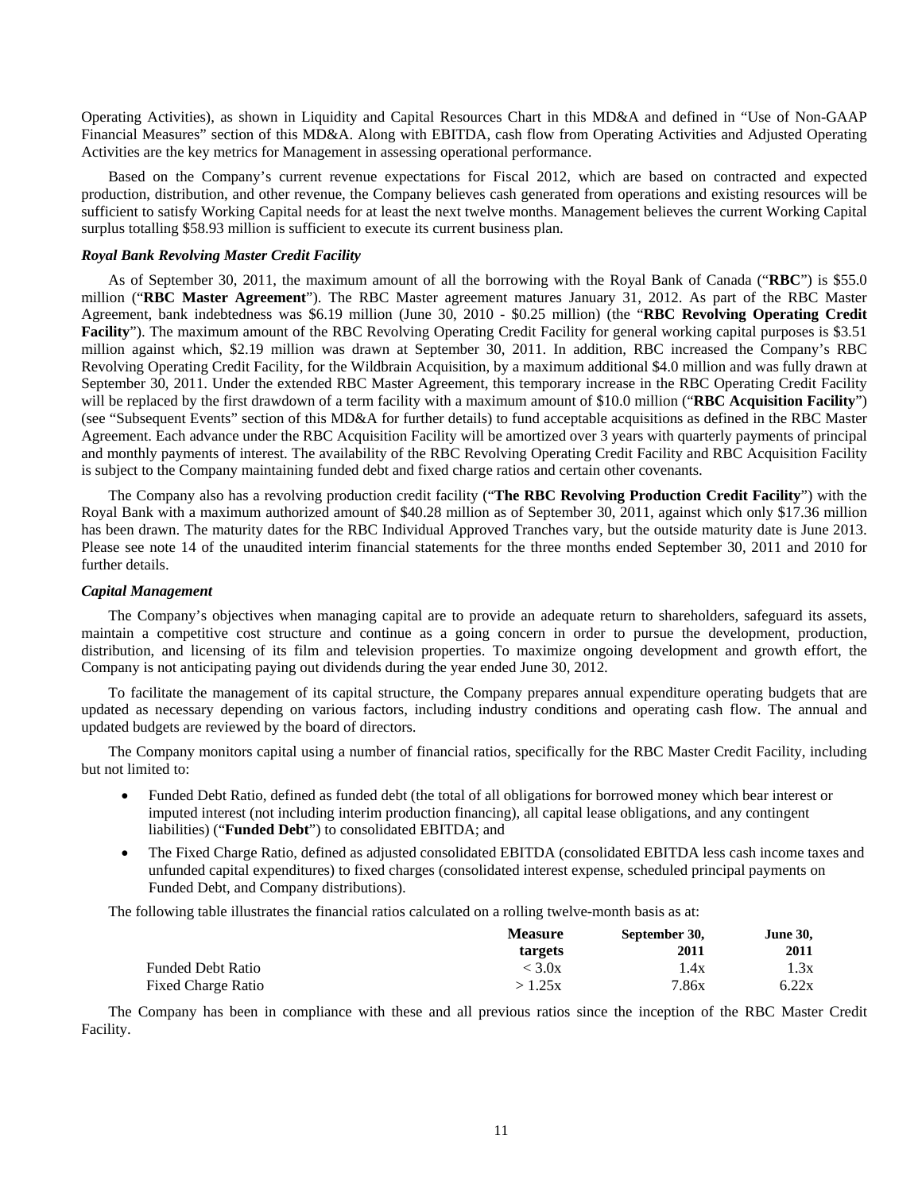Operating Activities), as shown in Liquidity and Capital Resources Chart in this MD&A and defined in "Use of Non-GAAP Financial Measures" section of this MD&A. Along with EBITDA, cash flow from Operating Activities and Adjusted Operating Activities are the key metrics for Management in assessing operational performance.

Based on the Company's current revenue expectations for Fiscal 2012, which are based on contracted and expected production, distribution, and other revenue, the Company believes cash generated from operations and existing resources will be sufficient to satisfy Working Capital needs for at least the next twelve months. Management believes the current Working Capital surplus totalling $58.93 million is sufficient to execute its current business plan.

### *Royal Bank Revolving Master Credit Facility*

As of September 30, 2011, the maximum amount of all the borrowing with the Royal Bank of Canada ("**RBC**") is $55.0 million ("**RBC Master Agreement**"). The RBC Master agreement matures January 31, 2012. As part of the RBC Master Agreement, bank indebtedness was $6.19 million (June 30, 2010 - $0.25 million) (the "**RBC Revolving Operating Credit Facility**"). The maximum amount of the RBC Revolving Operating Credit Facility for general working capital purposes is $3.51 million against which, $2.19 million was drawn at September 30, 2011. In addition, RBC increased the Company's RBC Revolving Operating Credit Facility, for the Wildbrain Acquisition, by a maximum additional $4.0 million and was fully drawn at September 30, 2011. Under the extended RBC Master Agreement, this temporary increase in the RBC Operating Credit Facility will be replaced by the first drawdown of a term facility with a maximum amount of $10.0 million ("**RBC Acquisition Facility**") (see "Subsequent Events" section of this MD&A for further details) to fund acceptable acquisitions as defined in the RBC Master Agreement. Each advance under the RBC Acquisition Facility will be amortized over 3 years with quarterly payments of principal and monthly payments of interest. The availability of the RBC Revolving Operating Credit Facility and RBC Acquisition Facility is subject to the Company maintaining funded debt and fixed charge ratios and certain other covenants.

The Company also has a revolving production credit facility ("**The RBC Revolving Production Credit Facility**") with the Royal Bank with a maximum authorized amount of $40.28 million as of September 30, 2011, against which only $17.36 million has been drawn. The maturity dates for the RBC Individual Approved Tranches vary, but the outside maturity date is June 2013. Please see note 14 of the unaudited interim financial statements for the three months ended September 30, 2011 and 2010 for further details.

### *Capital Management*

The Company's objectives when managing capital are to provide an adequate return to shareholders, safeguard its assets, maintain a competitive cost structure and continue as a going concern in order to pursue the development, production, distribution, and licensing of its film and television properties. To maximize ongoing development and growth effort, the Company is not anticipating paying out dividends during the year ended June 30, 2012.

To facilitate the management of its capital structure, the Company prepares annual expenditure operating budgets that are updated as necessary depending on various factors, including industry conditions and operating cash flow. The annual and updated budgets are reviewed by the board of directors.

The Company monitors capital using a number of financial ratios, specifically for the RBC Master Credit Facility, including but not limited to:

- Funded Debt Ratio, defined as funded debt (the total of all obligations for borrowed money which bear interest or imputed interest (not including interim production financing), all capital lease obligations, and any contingent liabilities) ("**Funded Debt**") to consolidated EBITDA; and
- The Fixed Charge Ratio, defined as adjusted consolidated EBITDA (consolidated EBITDA less cash income taxes and unfunded capital expenditures) to fixed charges (consolidated interest expense, scheduled principal payments on Funded Debt, and Company distributions).

The following table illustrates the financial ratios calculated on a rolling twelve-month basis as at:

| | **Measure targets** | **September 30, 2011** | **June 30, 2011** |
|---|---|---|---|
| Funded Debt Ratio | < 3.0x | 1.4x | 1.3x |
| Fixed Charge Ratio | > 1.25x | 7.86x | 6.22x |

The Company has been in compliance with these and all previous ratios since the inception of the RBC Master Credit Facility.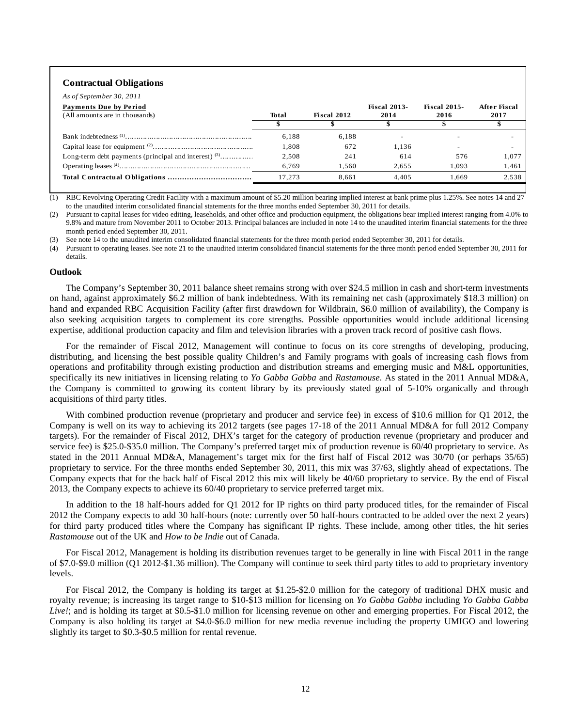### Contractual Obligations

*As of September 30, 2011*

| **Payments Due by Period**<br>(All amounts are in thousands) | **Total** | **Fiscal 2012** | **Fiscal 2013-2014** | **Fiscal 2015-2016** | **After Fiscal 2017** |
|---|---|---|---|---|---|
| | **$** | **$** | **$** | **$** | **$** |
| Bank indebtedness [(1)] | 6,188 | 6,188 | - | - | - |
| Capital lease for equipment [(2)] | 1,808 | 672 | 1,136 | - | - |
| Long-term debt payments (principal and interest) [(3)] | 2,508 | 241 | 614 | 576 | 1,077 |
| Operating leases [(4)] | 6,769 | 1,560 | 2,655 | 1,093 | 1,461 |
| **Total Contractual Obligations** | 17,273 | 8,661 | 4,405 | 1,669 | 2,538 |

(1) RBC Revolving Operating Credit Facility with a maximum amount of $5.20 million bearing implied interest at bank prime plus 1.25%. See notes 14 and 27 to the unaudited interim consolidated financial statements for the three months ended September 30, 2011 for details.

(2) Pursuant to capital leases for video editing, leaseholds, and other office and production equipment, the obligations bear implied interest ranging from 4.0% to 9.8% and mature from November 2011 to October 2013. Principal balances are included in note 14 to the unaudited interim financial statements for the three month period ended September 30, 2011.

(3) See note 14 to the unaudited interim consolidated financial statements for the three month period ended September 30, 2011 for details.

(4) Pursuant to operating leases. See note 21 to the unaudited interim consolidated financial statements for the three month period ended September 30, 2011 for details.

### Outlook

The Company's September 30, 2011 balance sheet remains strong with over $24.5 million in cash and short-term investments on hand, against approximately $6.2 million of bank indebtedness. With its remaining net cash (approximately $18.3 million) on hand and expanded RBC Acquisition Facility (after first drawdown for Wildbrain, $6.0 million of availability), the Company is also seeking acquisition targets to complement its core strengths. Possible opportunities would include additional licensing expertise, additional production capacity and film and television libraries with a proven track record of positive cash flows.

For the remainder of Fiscal 2012, Management will continue to focus on its core strengths of developing, producing, distributing, and licensing the best possible quality Children's and Family programs with goals of increasing cash flows from operations and profitability through existing production and distribution streams and emerging music and M&L opportunities, specifically its new initiatives in licensing relating to *Yo Gabba Gabba* and *Rastamouse*. As stated in the 2011 Annual MD&A, the Company is committed to growing its content library by its previously stated goal of 5-10% organically and through acquisitions of third party titles.

With combined production revenue (proprietary and producer and service fee) in excess of $10.6 million for Q1 2012, the Company is well on its way to achieving its 2012 targets (see pages 17-18 of the 2011 Annual MD&A for full 2012 Company targets). For the remainder of Fiscal 2012, DHX's target for the category of production revenue (proprietary and producer and service fee) is $25.0-$35.0 million. The Company's preferred target mix of production revenue is 60/40 proprietary to service. As stated in the 2011 Annual MD&A, Management's target mix for the first half of Fiscal 2012 was 30/70 (or perhaps 35/65) proprietary to service. For the three months ended September 30, 2011, this mix was 37/63, slightly ahead of expectations. The Company expects that for the back half of Fiscal 2012 this mix will likely be 40/60 proprietary to service. By the end of Fiscal 2013, the Company expects to achieve its 60/40 proprietary to service preferred target mix.

In addition to the 18 half-hours added for Q1 2012 for IP rights on third party produced titles, for the remainder of Fiscal 2012 the Company expects to add 30 half-hours (note: currently over 50 half-hours contracted to be added over the next 2 years) for third party produced titles where the Company has significant IP rights. These include, among other titles, the hit series *Rastamouse* out of the UK and *How to be Indie* out of Canada.

For Fiscal 2012, Management is holding its distribution revenues target to be generally in line with Fiscal 2011 in the range of $7.0-$9.0 million (Q1 2012-$1.36 million). The Company will continue to seek third party titles to add to proprietary inventory levels.

For Fiscal 2012, the Company is holding its target at $1.25-$2.0 million for the category of traditional DHX music and royalty revenue; is increasing its target range to $10-$13 million for licensing on *Yo Gabba Gabba* including *Yo Gabba Gabba Live!*; and is holding its target at $0.5-$1.0 million for licensing revenue on other and emerging properties. For Fiscal 2012, the Company is also holding its target at $4.0-$6.0 million for new media revenue including the property UMIGO and lowering slightly its target to $0.3-$0.5 million for rental revenue.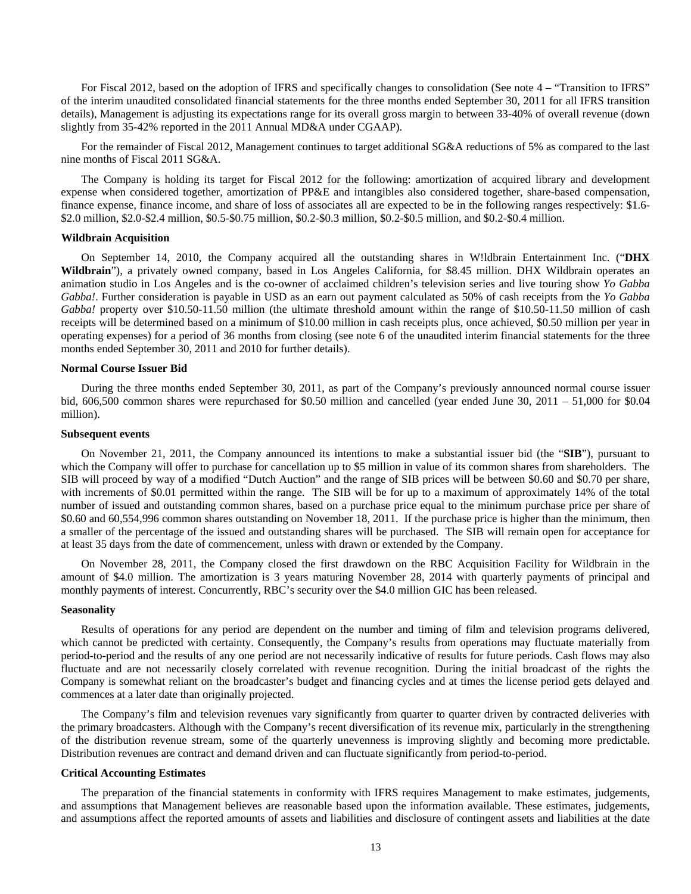For Fiscal 2012, based on the adoption of IFRS and specifically changes to consolidation (See note 4 – "Transition to IFRS" of the interim unaudited consolidated financial statements for the three months ended September 30, 2011 for all IFRS transition details), Management is adjusting its expectations range for its overall gross margin to between 33-40% of overall revenue (down slightly from 35-42% reported in the 2011 Annual MD&A under CGAAP).

For the remainder of Fiscal 2012, Management continues to target additional SG&A reductions of 5% as compared to the last nine months of Fiscal 2011 SG&A.

The Company is holding its target for Fiscal 2012 for the following: amortization of acquired library and development expense when considered together, amortization of PP&E and intangibles also considered together, share-based compensation, finance expense, finance income, and share of loss of associates all are expected to be in the following ranges respectively: $1.6-$2.0 million, $2.0-$2.4 million, $0.5-$0.75 million, $0.2-$0.3 million, $0.2-$0.5 million, and $0.2-$0.4 million.

**Wildbrain Acquisition**

On September 14, 2010, the Company acquired all the outstanding shares in W!ldbrain Entertainment Inc. ("**DHX Wildbrain**"), a privately owned company, based in Los Angeles California, for $8.45 million. DHX Wildbrain operates an animation studio in Los Angeles and is the co-owner of acclaimed children's television series and live touring show *Yo Gabba Gabba!*. Further consideration is payable in USD as an earn out payment calculated as 50% of cash receipts from the *Yo Gabba Gabba!* property over $10.50-11.50 million (the ultimate threshold amount within the range of $10.50-11.50 million of cash receipts will be determined based on a minimum of $10.00 million in cash receipts plus, once achieved, $0.50 million per year in operating expenses) for a period of 36 months from closing (see note 6 of the unaudited interim financial statements for the three months ended September 30, 2011 and 2010 for further details).

**Normal Course Issuer Bid**

During the three months ended September 30, 2011, as part of the Company's previously announced normal course issuer bid, 606,500 common shares were repurchased for $0.50 million and cancelled (year ended June 30, 2011 – 51,000 for $0.04 million).

**Subsequent events**

On November 21, 2011, the Company announced its intentions to make a substantial issuer bid (the "**SIB**"), pursuant to which the Company will offer to purchase for cancellation up to $5 million in value of its common shares from shareholders. The SIB will proceed by way of a modified "Dutch Auction" and the range of SIB prices will be between $0.60 and $0.70 per share, with increments of $0.01 permitted within the range. The SIB will be for up to a maximum of approximately 14% of the total number of issued and outstanding common shares, based on a purchase price equal to the minimum purchase price per share of $0.60 and 60,554,996 common shares outstanding on November 18, 2011. If the purchase price is higher than the minimum, then a smaller of the percentage of the issued and outstanding shares will be purchased. The SIB will remain open for acceptance for at least 35 days from the date of commencement, unless with drawn or extended by the Company.

On November 28, 2011, the Company closed the first drawdown on the RBC Acquisition Facility for Wildbrain in the amount of $4.0 million. The amortization is 3 years maturing November 28, 2014 with quarterly payments of principal and monthly payments of interest. Concurrently, RBC's security over the $4.0 million GIC has been released.

**Seasonality**

Results of operations for any period are dependent on the number and timing of film and television programs delivered, which cannot be predicted with certainty. Consequently, the Company's results from operations may fluctuate materially from period-to-period and the results of any one period are not necessarily indicative of results for future periods. Cash flows may also fluctuate and are not necessarily closely correlated with revenue recognition. During the initial broadcast of the rights the Company is somewhat reliant on the broadcaster's budget and financing cycles and at times the license period gets delayed and commences at a later date than originally projected.

The Company's film and television revenues vary significantly from quarter to quarter driven by contracted deliveries with the primary broadcasters. Although with the Company's recent diversification of its revenue mix, particularly in the strengthening of the distribution revenue stream, some of the quarterly unevenness is improving slightly and becoming more predictable. Distribution revenues are contract and demand driven and can fluctuate significantly from period-to-period.

**Critical Accounting Estimates**

The preparation of the financial statements in conformity with IFRS requires Management to make estimates, judgements, and assumptions that Management believes are reasonable based upon the information available. These estimates, judgements, and assumptions affect the reported amounts of assets and liabilities and disclosure of contingent assets and liabilities at the date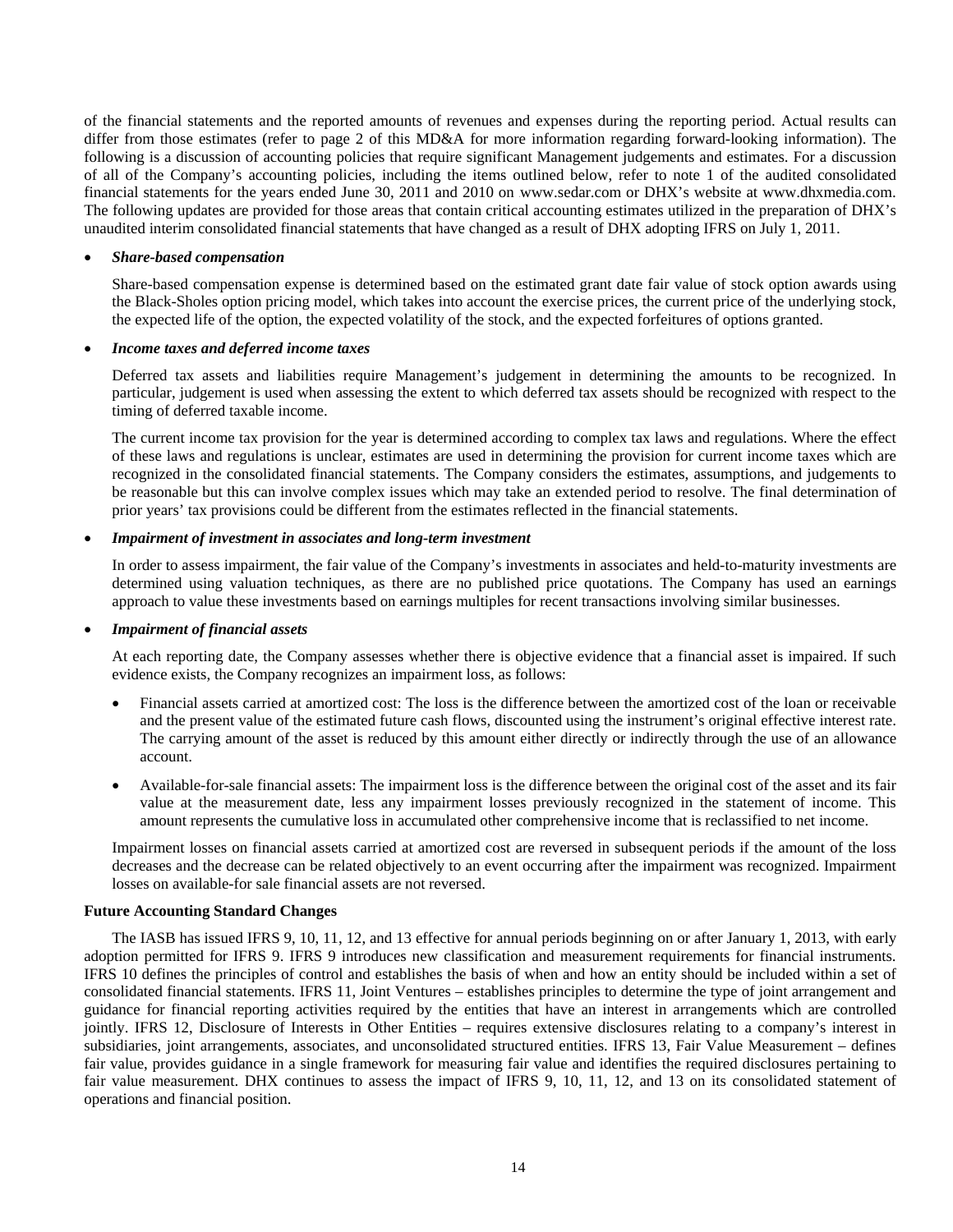of the financial statements and the reported amounts of revenues and expenses during the reporting period. Actual results can differ from those estimates (refer to page 2 of this MD&A for more information regarding forward-looking information). The following is a discussion of accounting policies that require significant Management judgements and estimates. For a discussion of all of the Company's accounting policies, including the items outlined below, refer to note 1 of the audited consolidated financial statements for the years ended June 30, 2011 and 2010 on www.sedar.com or DHX's website at www.dhxmedia.com. The following updates are provided for those areas that contain critical accounting estimates utilized in the preparation of DHX's unaudited interim consolidated financial statements that have changed as a result of DHX adopting IFRS on July 1, 2011.

- ***Share-based compensation***

  Share-based compensation expense is determined based on the estimated grant date fair value of stock option awards using the Black-Sholes option pricing model, which takes into account the exercise prices, the current price of the underlying stock, the expected life of the option, the expected volatility of the stock, and the expected forfeitures of options granted.

- ***Income taxes and deferred income taxes***

  Deferred tax assets and liabilities require Management's judgement in determining the amounts to be recognized. In particular, judgement is used when assessing the extent to which deferred tax assets should be recognized with respect to the timing of deferred taxable income.

  The current income tax provision for the year is determined according to complex tax laws and regulations. Where the effect of these laws and regulations is unclear, estimates are used in determining the provision for current income taxes which are recognized in the consolidated financial statements. The Company considers the estimates, assumptions, and judgements to be reasonable but this can involve complex issues which may take an extended period to resolve. The final determination of prior years' tax provisions could be different from the estimates reflected in the financial statements.

- ***Impairment of investment in associates and long-term investment***

  In order to assess impairment, the fair value of the Company's investments in associates and held-to-maturity investments are determined using valuation techniques, as there are no published price quotations. The Company has used an earnings approach to value these investments based on earnings multiples for recent transactions involving similar businesses.

- ***Impairment of financial assets***

  At each reporting date, the Company assesses whether there is objective evidence that a financial asset is impaired. If such evidence exists, the Company recognizes an impairment loss, as follows:

  - Financial assets carried at amortized cost: The loss is the difference between the amortized cost of the loan or receivable and the present value of the estimated future cash flows, discounted using the instrument's original effective interest rate. The carrying amount of the asset is reduced by this amount either directly or indirectly through the use of an allowance account.

  - Available-for-sale financial assets: The impairment loss is the difference between the original cost of the asset and its fair value at the measurement date, less any impairment losses previously recognized in the statement of income. This amount represents the cumulative loss in accumulated other comprehensive income that is reclassified to net income.

  Impairment losses on financial assets carried at amortized cost are reversed in subsequent periods if the amount of the loss decreases and the decrease can be related objectively to an event occurring after the impairment was recognized. Impairment losses on available-for sale financial assets are not reversed.

**Future Accounting Standard Changes**

The IASB has issued IFRS 9, 10, 11, 12, and 13 effective for annual periods beginning on or after January 1, 2013, with early adoption permitted for IFRS 9. IFRS 9 introduces new classification and measurement requirements for financial instruments. IFRS 10 defines the principles of control and establishes the basis of when and how an entity should be included within a set of consolidated financial statements. IFRS 11, Joint Ventures – establishes principles to determine the type of joint arrangement and guidance for financial reporting activities required by the entities that have an interest in arrangements which are controlled jointly. IFRS 12, Disclosure of Interests in Other Entities – requires extensive disclosures relating to a company's interest in subsidiaries, joint arrangements, associates, and unconsolidated structured entities. IFRS 13, Fair Value Measurement – defines fair value, provides guidance in a single framework for measuring fair value and identifies the required disclosures pertaining to fair value measurement. DHX continues to assess the impact of IFRS 9, 10, 11, 12, and 13 on its consolidated statement of operations and financial position.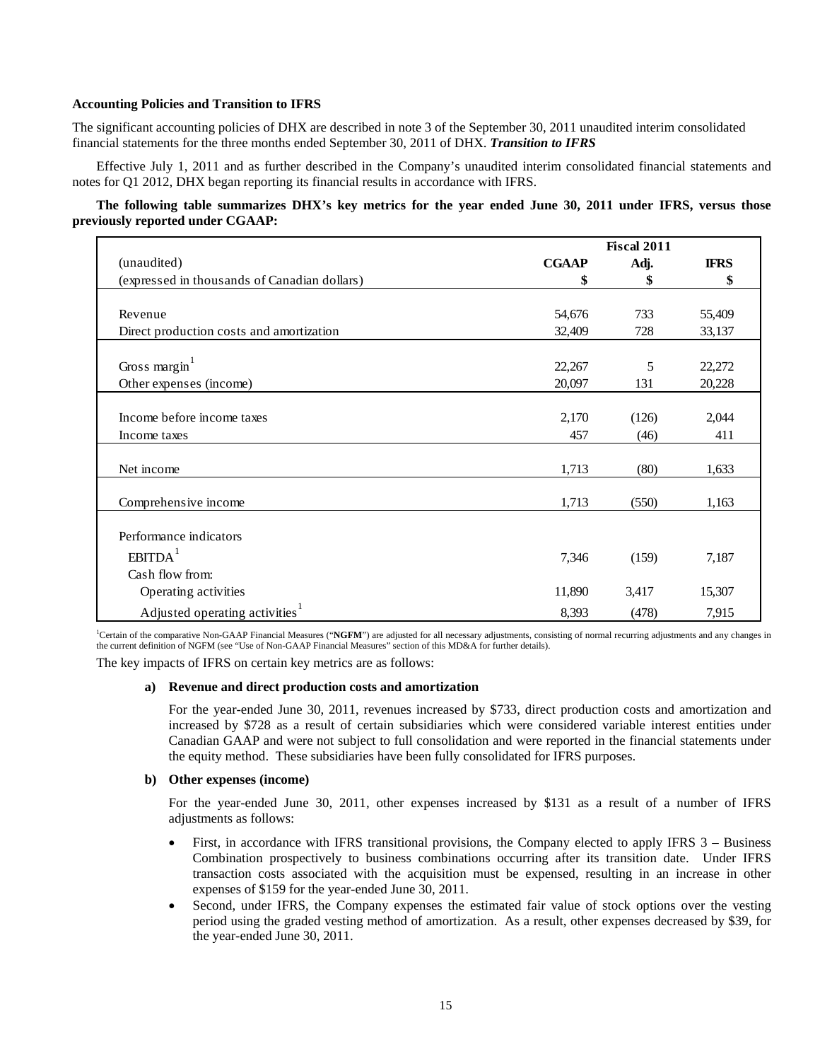**Accounting Policies and Transition to IFRS**

The significant accounting policies of DHX are described in note 3 of the September 30, 2011 unaudited interim consolidated financial statements for the three months ended September 30, 2011 of DHX. ***Transition to IFRS***

Effective July 1, 2011 and as further described in the Company's unaudited interim consolidated financial statements and notes for Q1 2012, DHX began reporting its financial results in accordance with IFRS.

**The following table summarizes DHX's key metrics for the year ended June 30, 2011 under IFRS, versus those previously reported under CGAAP:**

| | Fiscal 2011 | | |
|---|---|---|---|
| (unaudited) | **CGAAP** | **Adj.** | **IFRS** |
| (expressed in thousands of Canadian dollars) | **$** | **$** | **$** |
| Revenue | 54,676 | 733 | 55,409 |
| Direct production costs and amortization | 32,409 | 728 | 33,137 |
| Gross margin[1] | 22,267 | 5 | 22,272 |
| Other expenses (income) | 20,097 | 131 | 20,228 |
| Income before income taxes | 2,170 | (126) | 2,044 |
| Income taxes | 457 | (46) | 411 |
| Net income | 1,713 | (80) | 1,633 |
| Comprehensive income | 1,713 | (550) | 1,163 |
| Performance indicators | | | |
| EBITDA[1] | 7,346 | (159) | 7,187 |
| Cash flow from: | | | |
| Operating activities | 11,890 | 3,417 | 15,307 |
| Adjusted operating activities[1] | 8,393 | (478) | 7,915 |

[1]Certain of the comparative Non-GAAP Financial Measures ("**NGFM**") are adjusted for all necessary adjustments, consisting of normal recurring adjustments and any changes in the current definition of NGFM (see "Use of Non-GAAP Financial Measures" section of this MD&A for further details).

The key impacts of IFRS on certain key metrics are as follows:

**a) Revenue and direct production costs and amortization**

For the year-ended June 30, 2011, revenues increased by $733, direct production costs and amortization and increased by $728 as a result of certain subsidiaries which were considered variable interest entities under Canadian GAAP and were not subject to full consolidation and were reported in the financial statements under the equity method. These subsidiaries have been fully consolidated for IFRS purposes.

**b) Other expenses (income)**

For the year-ended June 30, 2011, other expenses increased by $131 as a result of a number of IFRS adjustments as follows:

- First, in accordance with IFRS transitional provisions, the Company elected to apply IFRS 3 – Business Combination prospectively to business combinations occurring after its transition date. Under IFRS transaction costs associated with the acquisition must be expensed, resulting in an increase in other expenses of $159 for the year-ended June 30, 2011.
- Second, under IFRS, the Company expenses the estimated fair value of stock options over the vesting period using the graded vesting method of amortization. As a result, other expenses decreased by $39, for the year-ended June 30, 2011.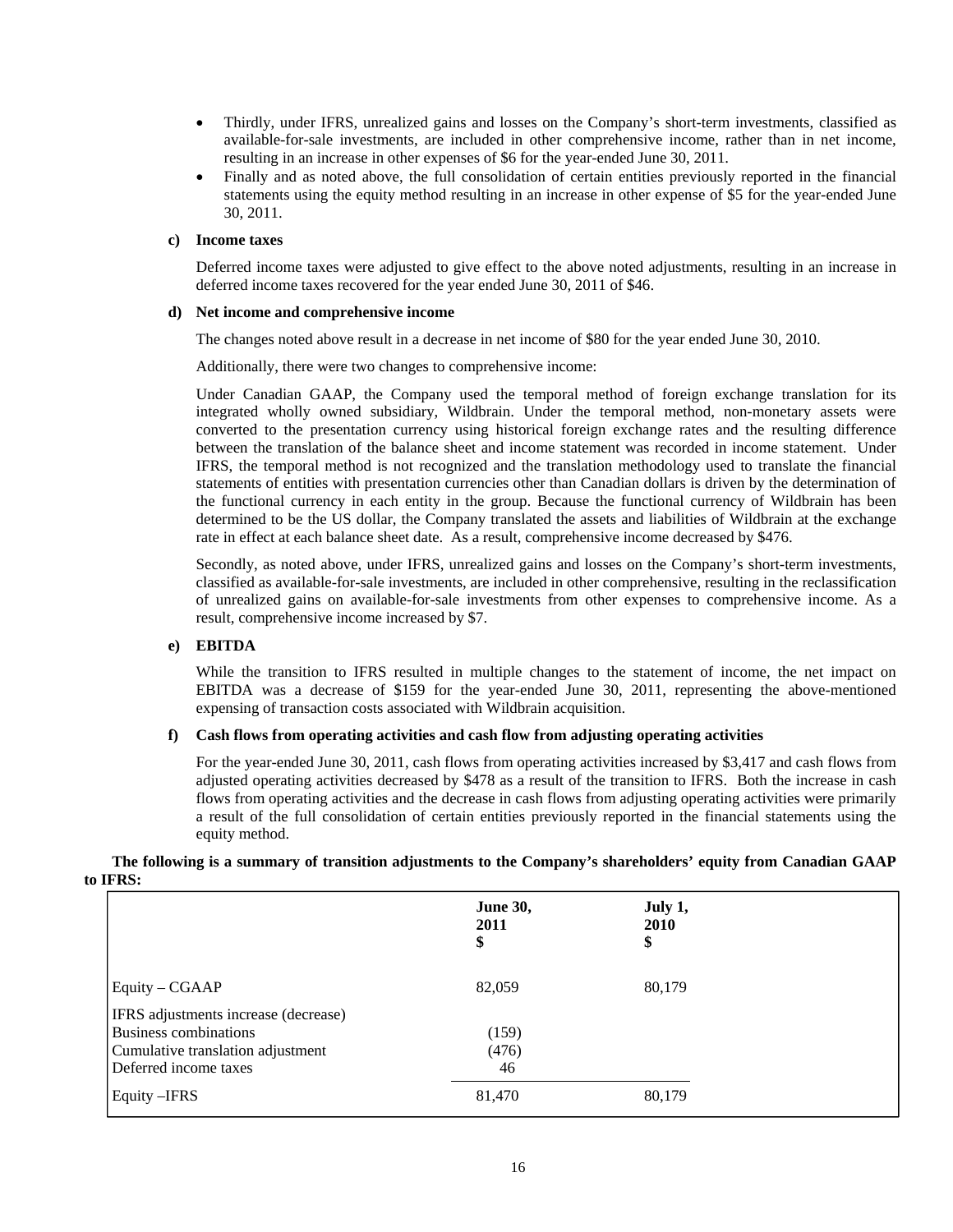- Thirdly, under IFRS, unrealized gains and losses on the Company's short-term investments, classified as available-for-sale investments, are included in other comprehensive income, rather than in net income, resulting in an increase in other expenses of $6 for the year-ended June 30, 2011.
- Finally and as noted above, the full consolidation of certain entities previously reported in the financial statements using the equity method resulting in an increase in other expense of $5 for the year-ended June 30, 2011.

**c) Income taxes**

Deferred income taxes were adjusted to give effect to the above noted adjustments, resulting in an increase in deferred income taxes recovered for the year ended June 30, 2011 of $46.

**d) Net income and comprehensive income**

The changes noted above result in a decrease in net income of $80 for the year ended June 30, 2010.

Additionally, there were two changes to comprehensive income:

Under Canadian GAAP, the Company used the temporal method of foreign exchange translation for its integrated wholly owned subsidiary, Wildbrain. Under the temporal method, non-monetary assets were converted to the presentation currency using historical foreign exchange rates and the resulting difference between the translation of the balance sheet and income statement was recorded in income statement. Under IFRS, the temporal method is not recognized and the translation methodology used to translate the financial statements of entities with presentation currencies other than Canadian dollars is driven by the determination of the functional currency in each entity in the group. Because the functional currency of Wildbrain has been determined to be the US dollar, the Company translated the assets and liabilities of Wildbrain at the exchange rate in effect at each balance sheet date. As a result, comprehensive income decreased by $476.

Secondly, as noted above, under IFRS, unrealized gains and losses on the Company's short-term investments, classified as available-for-sale investments, are included in other comprehensive, resulting in the reclassification of unrealized gains on available-for-sale investments from other expenses to comprehensive income. As a result, comprehensive income increased by $7.

**e) EBITDA**

While the transition to IFRS resulted in multiple changes to the statement of income, the net impact on EBITDA was a decrease of $159 for the year-ended June 30, 2011, representing the above-mentioned expensing of transaction costs associated with Wildbrain acquisition.

**f) Cash flows from operating activities and cash flow from adjusting operating activities**

For the year-ended June 30, 2011, cash flows from operating activities increased by $3,417 and cash flows from adjusted operating activities decreased by $478 as a result of the transition to IFRS. Both the increase in cash flows from operating activities and the decrease in cash flows from adjusting operating activities were primarily a result of the full consolidation of certain entities previously reported in the financial statements using the equity method.

**The following is a summary of transition adjustments to the Company's shareholders' equity from Canadian GAAP to IFRS:**

| | June 30, 2011 $ | July 1, 2010 $ |
|---|---|---|
| Equity – CGAAP | 82,059 | 80,179 |
| IFRS adjustments increase (decrease) | | |
| Business combinations | (159) | |
| Cumulative translation adjustment | (476) | |
| Deferred income taxes | 46 | |
| Equity –IFRS | 81,470 | 80,179 |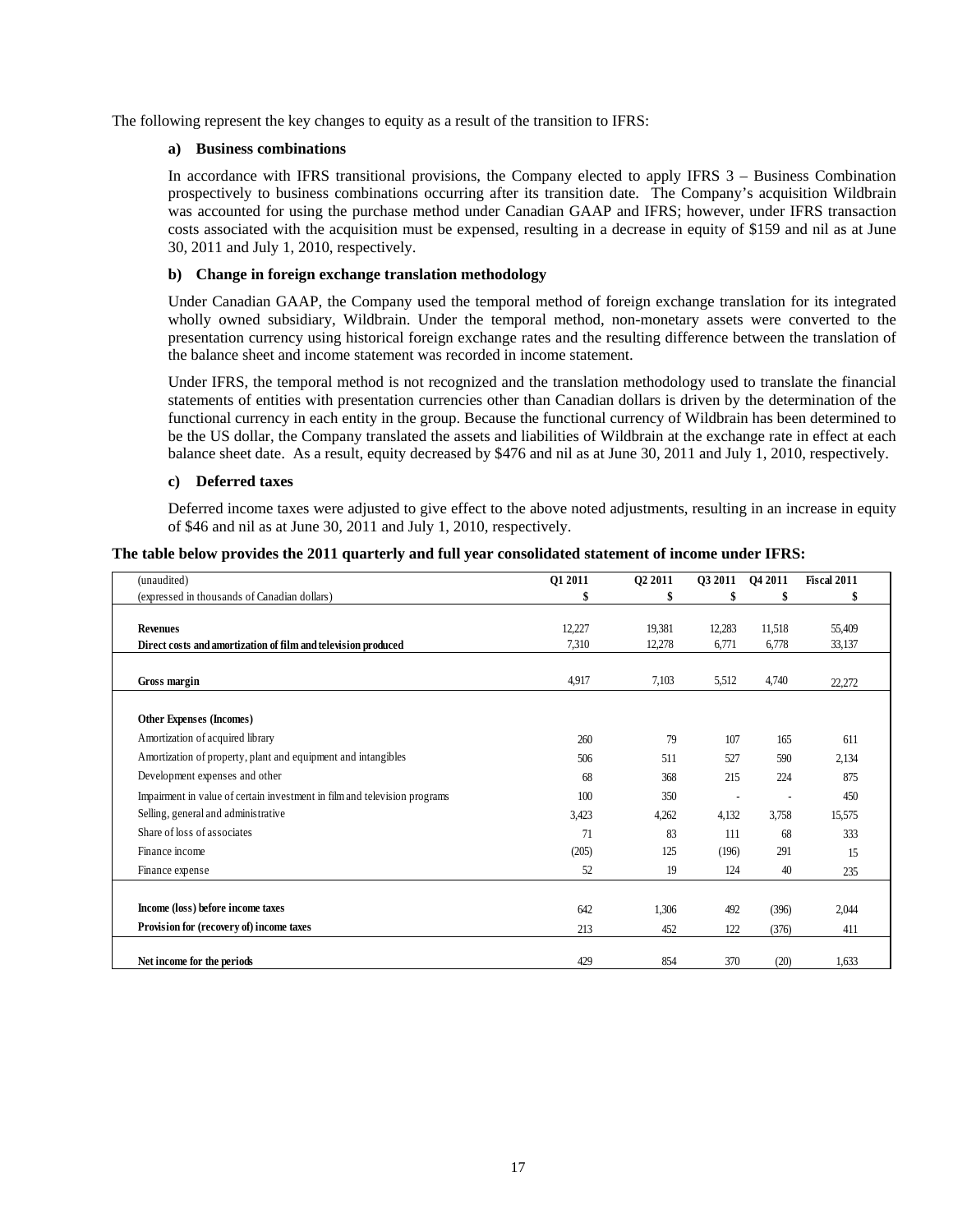The following represent the key changes to equity as a result of the transition to IFRS:

**a) Business combinations**

In accordance with IFRS transitional provisions, the Company elected to apply IFRS 3 – Business Combination prospectively to business combinations occurring after its transition date. The Company's acquisition Wildbrain was accounted for using the purchase method under Canadian GAAP and IFRS; however, under IFRS transaction costs associated with the acquisition must be expensed, resulting in a decrease in equity of $159 and nil as at June 30, 2011 and July 1, 2010, respectively.

**b) Change in foreign exchange translation methodology**

Under Canadian GAAP, the Company used the temporal method of foreign exchange translation for its integrated wholly owned subsidiary, Wildbrain. Under the temporal method, non-monetary assets were converted to the presentation currency using historical foreign exchange rates and the resulting difference between the translation of the balance sheet and income statement was recorded in income statement.

Under IFRS, the temporal method is not recognized and the translation methodology used to translate the financial statements of entities with presentation currencies other than Canadian dollars is driven by the determination of the functional currency in each entity in the group. Because the functional currency of Wildbrain has been determined to be the US dollar, the Company translated the assets and liabilities of Wildbrain at the exchange rate in effect at each balance sheet date. As a result, equity decreased by $476 and nil as at June 30, 2011 and July 1, 2010, respectively.

**c) Deferred taxes**

Deferred income taxes were adjusted to give effect to the above noted adjustments, resulting in an increase in equity of $46 and nil as at June 30, 2011 and July 1, 2010, respectively.

**The table below provides the 2011 quarterly and full year consolidated statement of income under IFRS:**

| (unaudited) | Q1 2011 | Q2 2011 | Q3 2011 | Q4 2011 | Fiscal 2011 |
|---|---|---|---|---|---|
| (expressed in thousands of Canadian dollars) | $ | $ | $ | $ | $ |
| **Revenues** | 12,227 | 19,381 | 12,283 | 11,518 | 55,409 |
| **Direct costs and amortization of film and television produced** | 7,310 | 12,278 | 6,771 | 6,778 | 33,137 |
| **Gross margin** | 4,917 | 7,103 | 5,512 | 4,740 | 22,272 |
| **Other Expenses (Incomes)** | | | | | |
| Amortization of acquired library | 260 | 79 | 107 | 165 | 611 |
| Amortization of property, plant and equipment and intangibles | 506 | 511 | 527 | 590 | 2,134 |
| Development expenses and other | 68 | 368 | 215 | 224 | 875 |
| Impairment in value of certain investment in film and television programs | 100 | 350 | - | - | 450 |
| Selling, general and administrative | 3,423 | 4,262 | 4,132 | 3,758 | 15,575 |
| Share of loss of associates | 71 | 83 | 111 | 68 | 333 |
| Finance income | (205) | 125 | (196) | 291 | 15 |
| Finance expense | 52 | 19 | 124 | 40 | 235 |
| **Income (loss) before income taxes** | 642 | 1,306 | 492 | (396) | 2,044 |
| **Provision for (recovery of) income taxes** | 213 | 452 | 122 | (376) | 411 |
| **Net income for the periods** | 429 | 854 | 370 | (20) | 1,633 |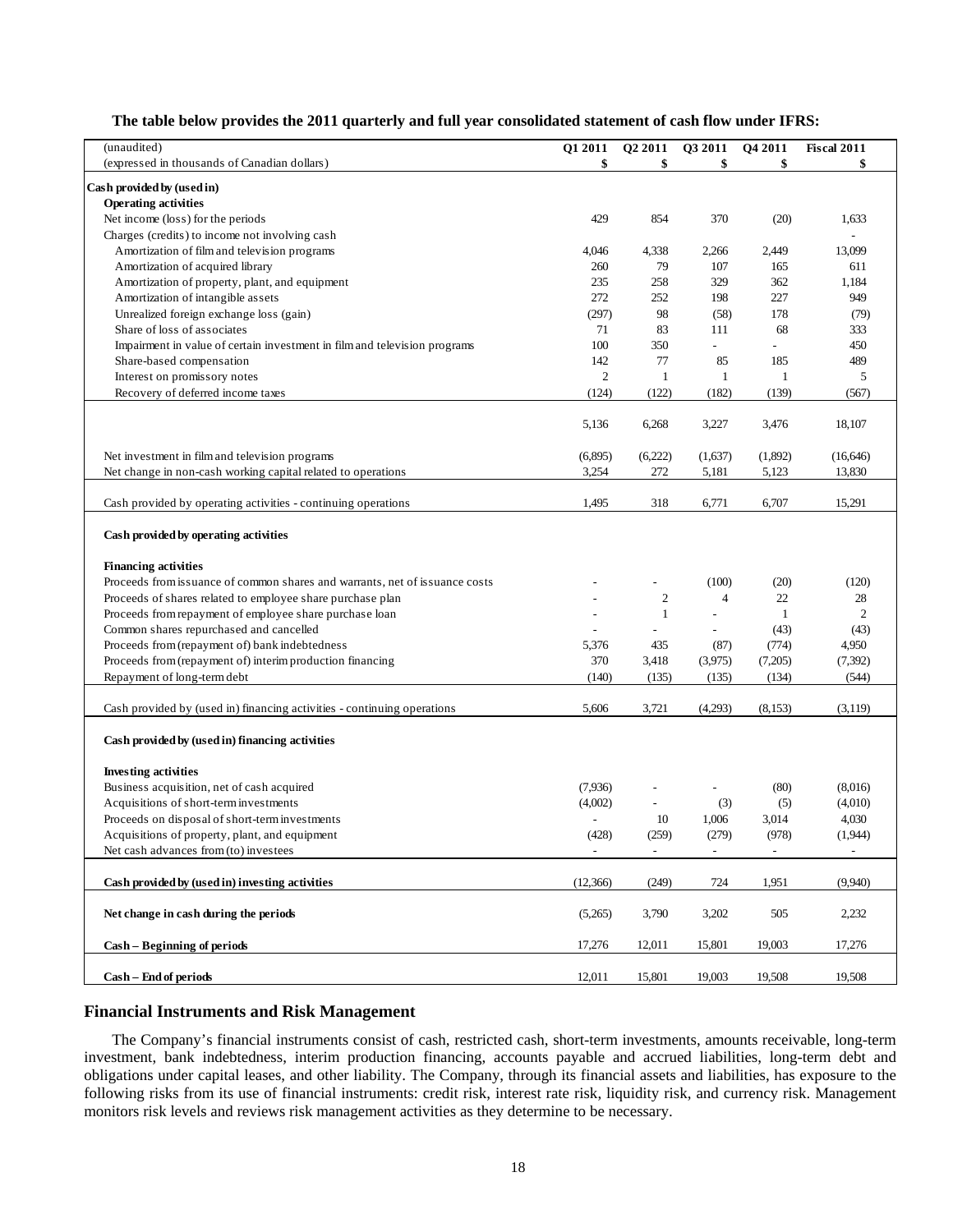**The table below provides the 2011 quarterly and full year consolidated statement of cash flow under IFRS:**

| (unaudited)<br>(expressed in thousands of Canadian dollars) | Q1 2011<br>$ | Q2 2011<br>$ | Q3 2011<br>$ | Q4 2011<br>$ | Fiscal 2011<br>$ |
|---|---|---|---|---|---|
| **Cash provided by (used in)** | | | | | |
| **Operating activities** | | | | | |
| Net income (loss) for the periods | 429 | 854 | 370 | (20) | 1,633 |
| Charges (credits) to income not involving cash | | | | | - |
| Amortization of film and television programs | 4,046 | 4,338 | 2,266 | 2,449 | 13,099 |
| Amortization of acquired library | 260 | 79 | 107 | 165 | 611 |
| Amortization of property, plant, and equipment | 235 | 258 | 329 | 362 | 1,184 |
| Amortization of intangible assets | 272 | 252 | 198 | 227 | 949 |
| Unrealized foreign exchange loss (gain) | (297) | 98 | (58) | 178 | (79) |
| Share of loss of associates | 71 | 83 | 111 | 68 | 333 |
| Impairment in value of certain investment in film and television programs | 100 | 350 | - | - | 450 |
| Share-based compensation | 142 | 77 | 85 | 185 | 489 |
| Interest on promissory notes | 2 | 1 | 1 | 1 | 5 |
| Recovery of deferred income taxes | (124) | (122) | (182) | (139) | (567) |
| | 5,136 | 6,268 | 3,227 | 3,476 | 18,107 |
| Net investment in film and television programs | (6,895) | (6,222) | (1,637) | (1,892) | (16,646) |
| Net change in non-cash working capital related to operations | 3,254 | 272 | 5,181 | 5,123 | 13,830 |
| Cash provided by operating activities - continuing operations | 1,495 | 318 | 6,771 | 6,707 | 15,291 |
| **Cash provided by operating activities** | | | | | |
| **Financing activities** | | | | | |
| Proceeds from issuance of common shares and warrants, net of issuance costs | - | - | (100) | (20) | (120) |
| Proceeds of shares related to employee share purchase plan | - | 2 | 4 | 22 | 28 |
| Proceeds from repayment of employee share purchase loan | - | 1 | - | 1 | 2 |
| Common shares repurchased and cancelled | - | - | - | (43) | (43) |
| Proceeds from (repayment of) bank indebtedness | 5,376 | 435 | (87) | (774) | 4,950 |
| Proceeds from (repayment of) interim production financing | 370 | 3,418 | (3,975) | (7,205) | (7,392) |
| Repayment of long-term debt | (140) | (135) | (135) | (134) | (544) |
| Cash provided by (used in) financing activities - continuing operations | 5,606 | 3,721 | (4,293) | (8,153) | (3,119) |
| **Cash provided by (used in) financing activities** | | | | | |
| **Investing activities** | | | | | |
| Business acquisition, net of cash acquired | (7,936) | - | - | (80) | (8,016) |
| Acquisitions of short-term investments | (4,002) | - | (3) | (5) | (4,010) |
| Proceeds on disposal of short-term investments | - | 10 | 1,006 | 3,014 | 4,030 |
| Acquisitions of property, plant, and equipment | (428) | (259) | (279) | (978) | (1,944) |
| Net cash advances from (to) investees | - | - | - | - | - |
| **Cash provided by (used in) investing activities** | (12,366) | (249) | 724 | 1,951 | (9,940) |
| **Net change in cash during the periods** | (5,265) | 3,790 | 3,202 | 505 | 2,232 |
| **Cash – Beginning of periods** | 17,276 | 12,011 | 15,801 | 19,003 | 17,276 |
| **Cash – End of periods** | 12,011 | 15,801 | 19,003 | 19,508 | 19,508 |

## Financial Instruments and Risk Management

The Company's financial instruments consist of cash, restricted cash, short-term investments, amounts receivable, long-term investment, bank indebtedness, interim production financing, accounts payable and accrued liabilities, long-term debt and obligations under capital leases, and other liability. The Company, through its financial assets and liabilities, has exposure to the following risks from its use of financial instruments: credit risk, interest rate risk, liquidity risk, and currency risk. Management monitors risk levels and reviews risk management activities as they determine to be necessary.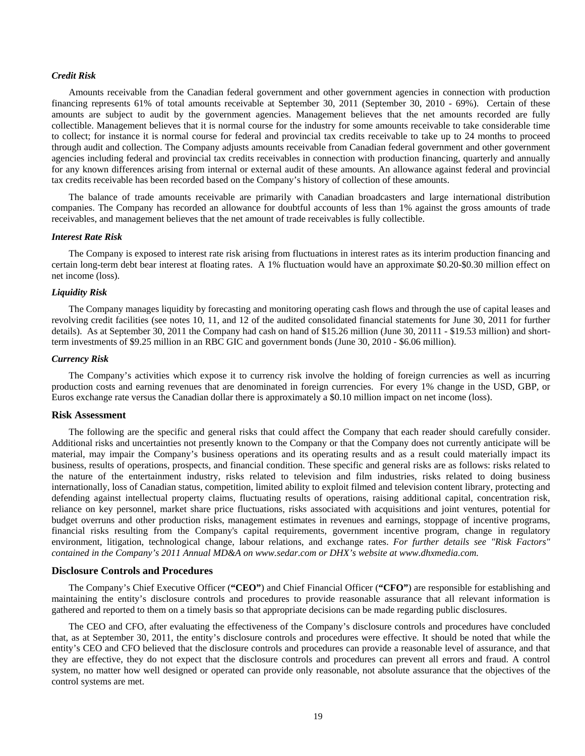### *Credit Risk*

Amounts receivable from the Canadian federal government and other government agencies in connection with production financing represents 61% of total amounts receivable at September 30, 2011 (September 30, 2010 - 69%). Certain of these amounts are subject to audit by the government agencies. Management believes that the net amounts recorded are fully collectible. Management believes that it is normal course for the industry for some amounts receivable to take considerable time to collect; for instance it is normal course for federal and provincial tax credits receivable to take up to 24 months to proceed through audit and collection. The Company adjusts amounts receivable from Canadian federal government and other government agencies including federal and provincial tax credits receivables in connection with production financing, quarterly and annually for any known differences arising from internal or external audit of these amounts. An allowance against federal and provincial tax credits receivable has been recorded based on the Company's history of collection of these amounts.

The balance of trade amounts receivable are primarily with Canadian broadcasters and large international distribution companies. The Company has recorded an allowance for doubtful accounts of less than 1% against the gross amounts of trade receivables, and management believes that the net amount of trade receivables is fully collectible.

### *Interest Rate Risk*

The Company is exposed to interest rate risk arising from fluctuations in interest rates as its interim production financing and certain long-term debt bear interest at floating rates. A 1% fluctuation would have an approximate $0.20-$0.30 million effect on net income (loss).

### *Liquidity Risk*

The Company manages liquidity by forecasting and monitoring operating cash flows and through the use of capital leases and revolving credit facilities (see notes 10, 11, and 12 of the audited consolidated financial statements for June 30, 2011 for further details). As at September 30, 2011 the Company had cash on hand of $15.26 million (June 30, 20111 - $19.53 million) and short-term investments of $9.25 million in an RBC GIC and government bonds (June 30, 2010 - $6.06 million).

### *Currency Risk*

The Company's activities which expose it to currency risk involve the holding of foreign currencies as well as incurring production costs and earning revenues that are denominated in foreign currencies. For every 1% change in the USD, GBP, or Euros exchange rate versus the Canadian dollar there is approximately a $0.10 million impact on net income (loss).

## Risk Assessment

The following are the specific and general risks that could affect the Company that each reader should carefully consider. Additional risks and uncertainties not presently known to the Company or that the Company does not currently anticipate will be material, may impair the Company's business operations and its operating results and as a result could materially impact its business, results of operations, prospects, and financial condition. These specific and general risks are as follows: risks related to the nature of the entertainment industry, risks related to television and film industries, risks related to doing business internationally, loss of Canadian status, competition, limited ability to exploit filmed and television content library, protecting and defending against intellectual property claims, fluctuating results of operations, raising additional capital, concentration risk, reliance on key personnel, market share price fluctuations, risks associated with acquisitions and joint ventures, potential for budget overruns and other production risks, management estimates in revenues and earnings, stoppage of incentive programs, financial risks resulting from the Company's capital requirements, government incentive program, change in regulatory environment, litigation, technological change, labour relations, and exchange rates. *For further details see "Risk Factors" contained in the Company's 2011 Annual MD&A on www.sedar.com or DHX's website at www.dhxmedia.com.*

## Disclosure Controls and Procedures

The Company's Chief Executive Officer (**"CEO"**) and Chief Financial Officer (**"CFO"**) are responsible for establishing and maintaining the entity's disclosure controls and procedures to provide reasonable assurance that all relevant information is gathered and reported to them on a timely basis so that appropriate decisions can be made regarding public disclosures.

The CEO and CFO, after evaluating the effectiveness of the Company's disclosure controls and procedures have concluded that, as at September 30, 2011, the entity's disclosure controls and procedures were effective. It should be noted that while the entity's CEO and CFO believed that the disclosure controls and procedures can provide a reasonable level of assurance, and that they are effective, they do not expect that the disclosure controls and procedures can prevent all errors and fraud. A control system, no matter how well designed or operated can provide only reasonable, not absolute assurance that the objectives of the control systems are met.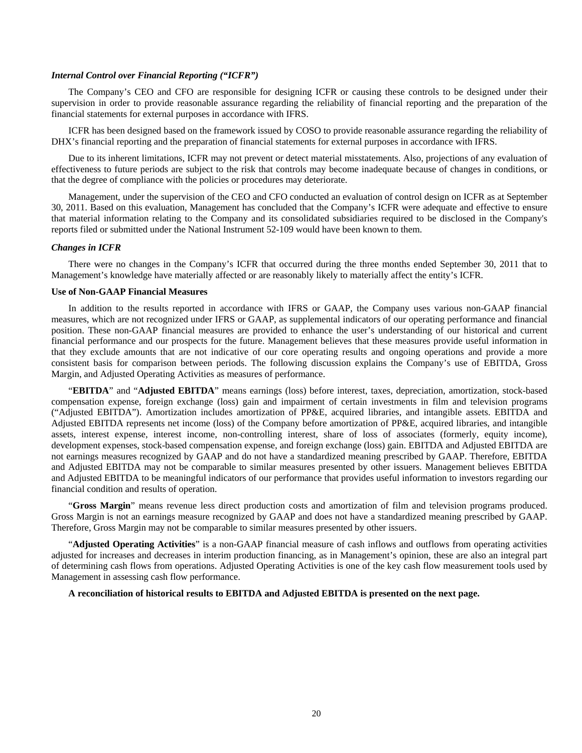### *Internal Control over Financial Reporting ("ICFR")*

The Company's CEO and CFO are responsible for designing ICFR or causing these controls to be designed under their supervision in order to provide reasonable assurance regarding the reliability of financial reporting and the preparation of the financial statements for external purposes in accordance with IFRS.

ICFR has been designed based on the framework issued by COSO to provide reasonable assurance regarding the reliability of DHX's financial reporting and the preparation of financial statements for external purposes in accordance with IFRS.

Due to its inherent limitations, ICFR may not prevent or detect material misstatements. Also, projections of any evaluation of effectiveness to future periods are subject to the risk that controls may become inadequate because of changes in conditions, or that the degree of compliance with the policies or procedures may deteriorate.

Management, under the supervision of the CEO and CFO conducted an evaluation of control design on ICFR as at September 30, 2011. Based on this evaluation, Management has concluded that the Company's ICFR were adequate and effective to ensure that material information relating to the Company and its consolidated subsidiaries required to be disclosed in the Company's reports filed or submitted under the National Instrument 52-109 would have been known to them.

### *Changes in ICFR*

There were no changes in the Company's ICFR that occurred during the three months ended September 30, 2011 that to Management's knowledge have materially affected or are reasonably likely to materially affect the entity's ICFR.

### Use of Non-GAAP Financial Measures

In addition to the results reported in accordance with IFRS or GAAP, the Company uses various non-GAAP financial measures, which are not recognized under IFRS or GAAP, as supplemental indicators of our operating performance and financial position. These non-GAAP financial measures are provided to enhance the user's understanding of our historical and current financial performance and our prospects for the future. Management believes that these measures provide useful information in that they exclude amounts that are not indicative of our core operating results and ongoing operations and provide a more consistent basis for comparison between periods. The following discussion explains the Company's use of EBITDA, Gross Margin, and Adjusted Operating Activities as measures of performance.

"**EBITDA**" and "**Adjusted EBITDA**" means earnings (loss) before interest, taxes, depreciation, amortization, stock-based compensation expense, foreign exchange (loss) gain and impairment of certain investments in film and television programs ("Adjusted EBITDA"). Amortization includes amortization of PP&E, acquired libraries, and intangible assets. EBITDA and Adjusted EBITDA represents net income (loss) of the Company before amortization of PP&E, acquired libraries, and intangible assets, interest expense, interest income, non-controlling interest, share of loss of associates (formerly, equity income), development expenses, stock-based compensation expense, and foreign exchange (loss) gain. EBITDA and Adjusted EBITDA are not earnings measures recognized by GAAP and do not have a standardized meaning prescribed by GAAP. Therefore, EBITDA and Adjusted EBITDA may not be comparable to similar measures presented by other issuers. Management believes EBITDA and Adjusted EBITDA to be meaningful indicators of our performance that provides useful information to investors regarding our financial condition and results of operation.

"**Gross Margin**" means revenue less direct production costs and amortization of film and television programs produced. Gross Margin is not an earnings measure recognized by GAAP and does not have a standardized meaning prescribed by GAAP. Therefore, Gross Margin may not be comparable to similar measures presented by other issuers.

"**Adjusted Operating Activities**" is a non-GAAP financial measure of cash inflows and outflows from operating activities adjusted for increases and decreases in interim production financing, as in Management's opinion, these are also an integral part of determining cash flows from operations. Adjusted Operating Activities is one of the key cash flow measurement tools used by Management in assessing cash flow performance.

**A reconciliation of historical results to EBITDA and Adjusted EBITDA is presented on the next page.**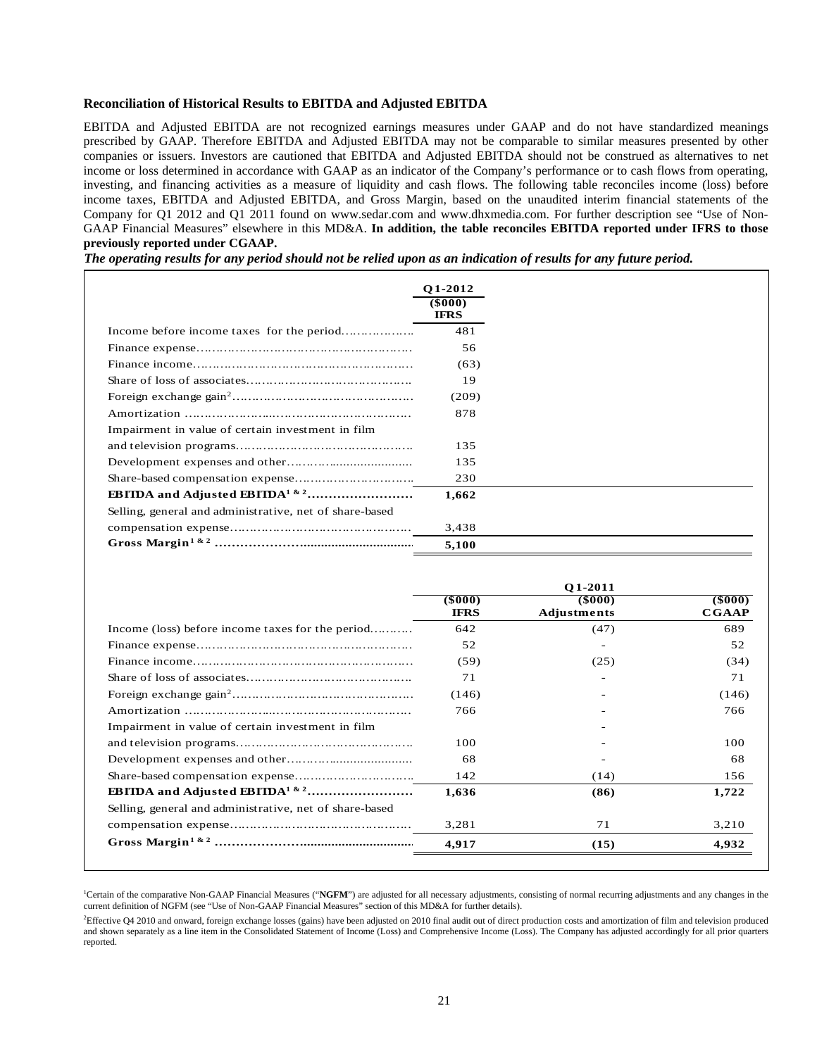**Reconciliation of Historical Results to EBITDA and Adjusted EBITDA**

EBITDA and Adjusted EBITDA are not recognized earnings measures under GAAP and do not have standardized meanings prescribed by GAAP. Therefore EBITDA and Adjusted EBITDA may not be comparable to similar measures presented by other companies or issuers. Investors are cautioned that EBITDA and Adjusted EBITDA should not be construed as alternatives to net income or loss determined in accordance with GAAP as an indicator of the Company's performance or to cash flows from operating, investing, and financing activities as a measure of liquidity and cash flows. The following table reconciles income (loss) before income taxes, EBITDA and Adjusted EBITDA, and Gross Margin, based on the unaudited interim financial statements of the Company for Q1 2012 and Q1 2011 found on www.sedar.com and www.dhxmedia.com. For further description see "Use of Non-GAAP Financial Measures" elsewhere in this MD&A. **In addition, the table reconciles EBITDA reported under IFRS to those previously reported under CGAAP.**

***The operating results for any period should not be relied upon as an indication of results for any future period.***

| | Q1-2012 |
|---|---|
| | ($000) IFRS |
| Income before income taxes for the period | 481 |
| Finance expense | 56 |
| Finance income | (63) |
| Share of loss of associates | 19 |
| Foreign exchange gain[2] | (209) |
| Amortization | 878 |
| Impairment in value of certain investment in film and television programs | 135 |
| Development expenses and other | 135 |
| Share-based compensation expense | 230 |
| **EBITDA and Adjusted EBITDA[1 & 2]** | **1,662** |
| Selling, general and administrative, net of share-based compensation expense | 3,438 |
| **Gross Margin[1 & 2]** | **5,100** |

| | Q1-2011 | | |
|---|---|---|---|
| | ($000) IFRS | ($000) Adjustments | ($000) CGAAP |
| Income (loss) before income taxes for the period | 642 | (47) | 689 |
| Finance expense | 52 | - | 52 |
| Finance income | (59) | (25) | (34) |
| Share of loss of associates | 71 | - | 71 |
| Foreign exchange gain[2] | (146) | - | (146) |
| Amortization | 766 | - | 766 |
| Impairment in value of certain investment in film and television programs | 100 | - | 100 |
| Development expenses and other | 68 | - | 68 |
| Share-based compensation expense | 142 | (14) | 156 |
| **EBITDA and Adjusted EBITDA[1 & 2]** | **1,636** | **(86)** | **1,722** |
| Selling, general and administrative, net of share-based compensation expense | 3,281 | 71 | 3,210 |
| **Gross Margin[1 & 2]** | **4,917** | **(15)** | **4,932** |

[1]Certain of the comparative Non-GAAP Financial Measures ("**NGFM**") are adjusted for all necessary adjustments, consisting of normal recurring adjustments and any changes in the current definition of NGFM (see "Use of Non-GAAP Financial Measures" section of this MD&A for further details).

[2]Effective Q4 2010 and onward, foreign exchange losses (gains) have been adjusted on 2010 final audit out of direct production costs and amortization of film and television produced and shown separately as a line item in the Consolidated Statement of Income (Loss) and Comprehensive Income (Loss). The Company has adjusted accordingly for all prior quarters reported.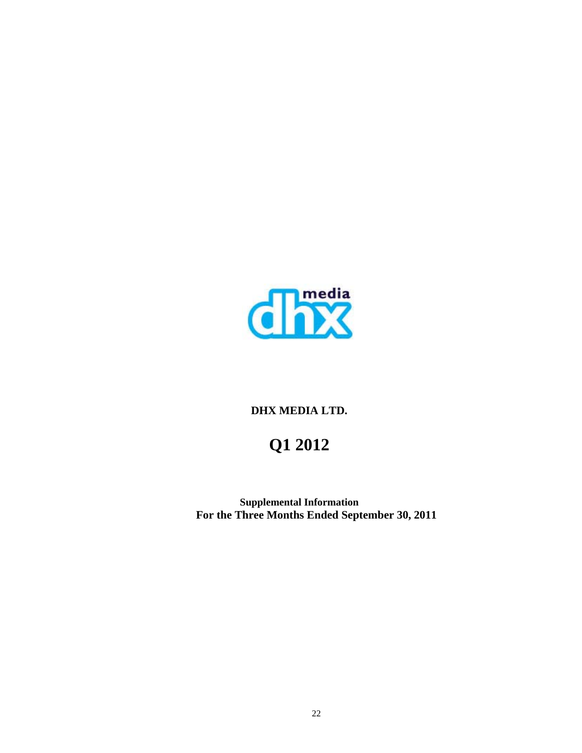**DHX MEDIA LTD.**

# Q1 2012

**Supplemental Information**
**For the Three Months Ended September 30, 2011**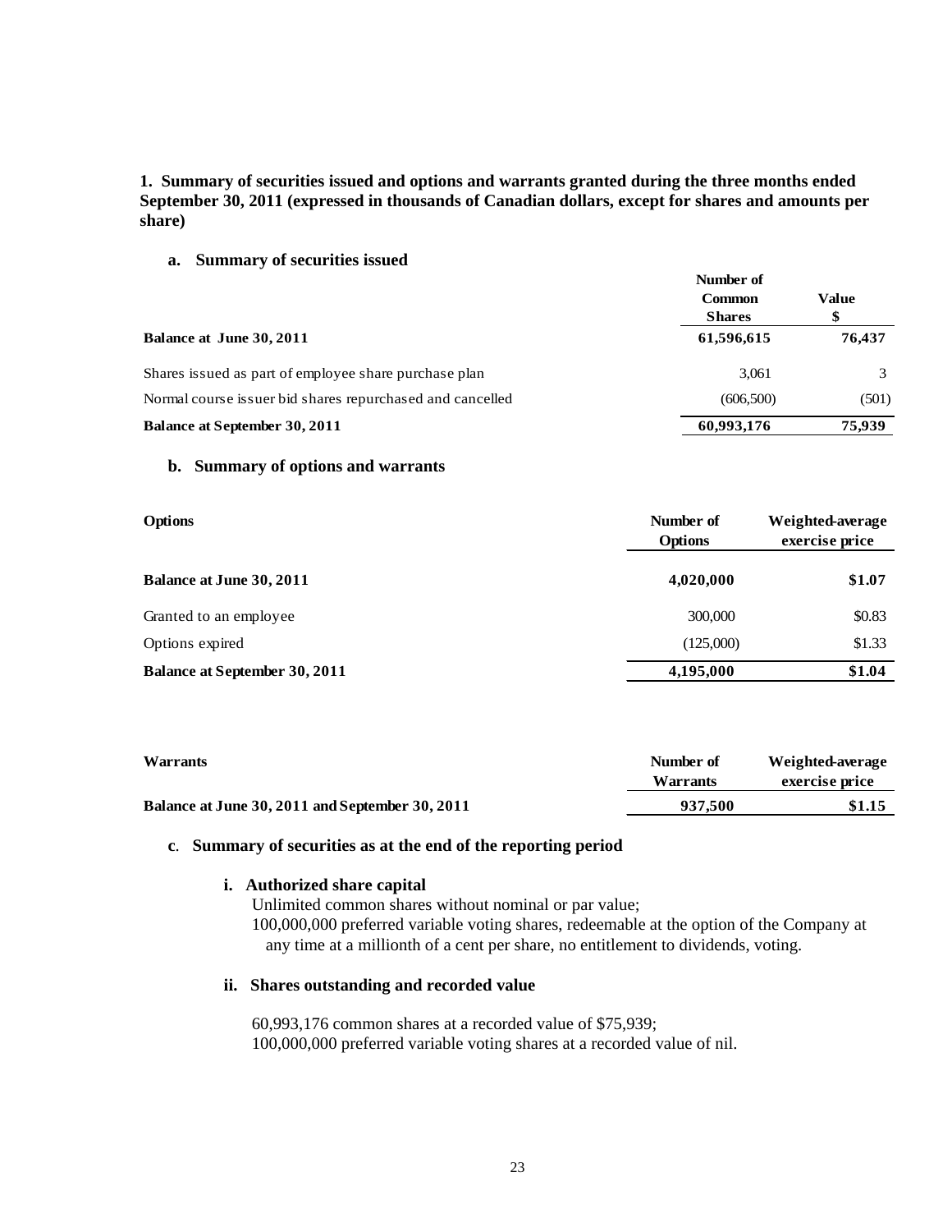**1. Summary of securities issued and options and warrants granted during the three months ended September 30, 2011 (expressed in thousands of Canadian dollars, except for shares and amounts per share)**

**a. Summary of securities issued**

| | Number of Common Shares | Value $ |
|---|---|---|
| **Balance at June 30, 2011** | **61,596,615** | **76,437** |
| Shares issued as part of employee share purchase plan | 3,061 | 3 |
| Normal course issuer bid shares repurchased and cancelled | (606,500) | (501) |
| **Balance at September 30, 2011** | **60,993,176** | **75,939** |

**b. Summary of options and warrants**

| **Options** | Number of Options | Weighted-average exercise price |
|---|---|---|
| **Balance at June 30, 2011** | **4,020,000** | **$1.07** |
| Granted to an employee | 300,000 | $0.83 |
| Options expired | (125,000) | $1.33 |
| **Balance at September 30, 2011** | **4,195,000** | **$1.04** |

| **Warrants** | Number of Warrants | Weighted-average exercise price |
|---|---|---|
| **Balance at June 30, 2011 and September 30, 2011** | **937,500** | **$1.15** |

**c. Summary of securities as at the end of the reporting period**

**i. Authorized share capital**

Unlimited common shares without nominal or par value;
100,000,000 preferred variable voting shares, redeemable at the option of the Company at any time at a millionth of a cent per share, no entitlement to dividends, voting.

**ii. Shares outstanding and recorded value**

60,993,176 common shares at a recorded value of $75,939;
100,000,000 preferred variable voting shares at a recorded value of nil.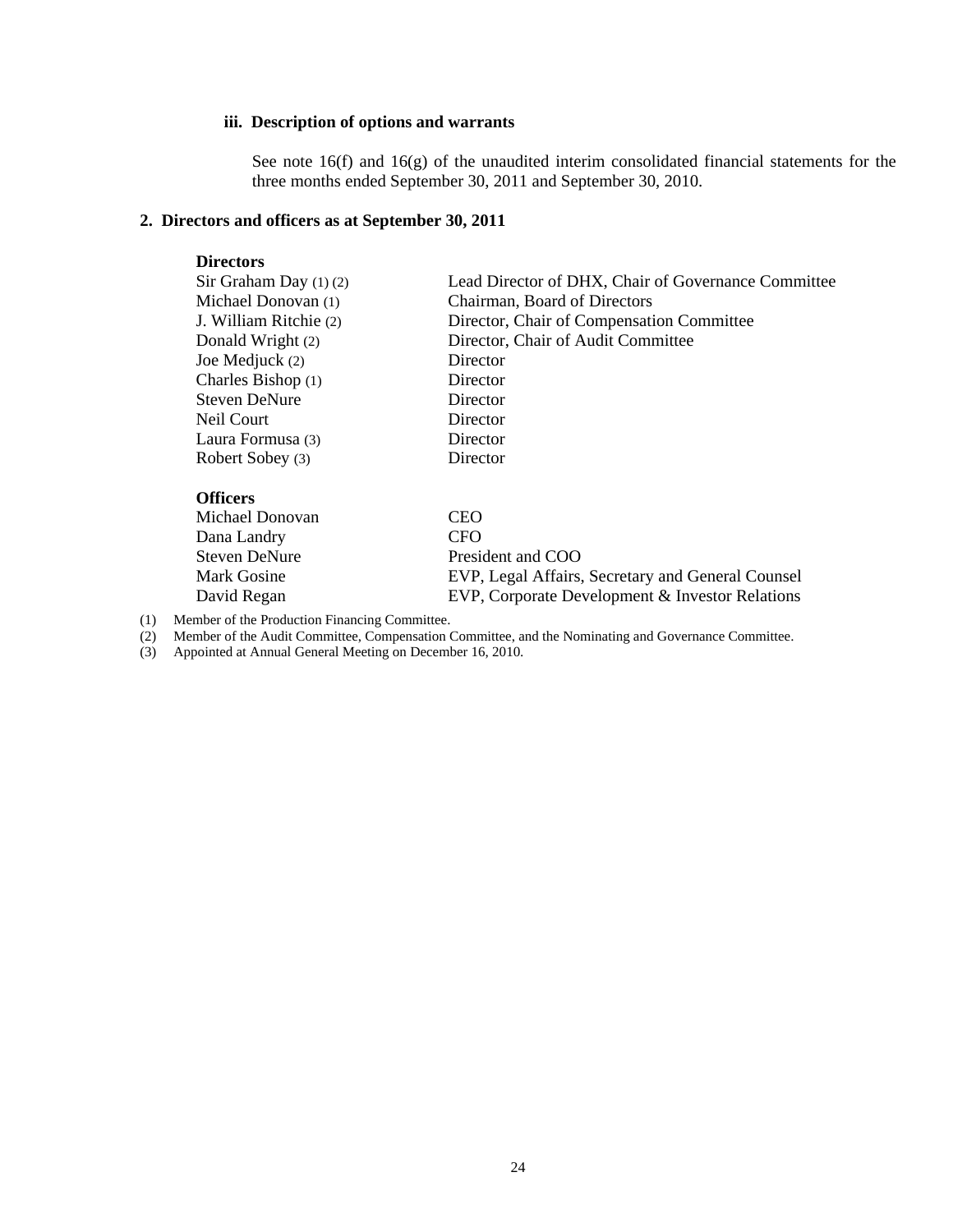### iii. Description of options and warrants

See note 16(f) and 16(g) of the unaudited interim consolidated financial statements for the three months ended September 30, 2011 and September 30, 2010.

## 2. Directors and officers as at September 30, 2011

**Directors**

| | |
|---|---|
| Sir Graham Day (1) (2) | Lead Director of DHX, Chair of Governance Committee |
| Michael Donovan (1) | Chairman, Board of Directors |
| J. William Ritchie (2) | Director, Chair of Compensation Committee |
| Donald Wright (2) | Director, Chair of Audit Committee |
| Joe Medjuck (2) | Director |
| Charles Bishop (1) | Director |
| Steven DeNure | Director |
| Neil Court | Director |
| Laura Formusa (3) | Director |
| Robert Sobey (3) | Director |

**Officers**

| | |
|---|---|
| Michael Donovan | CEO |
| Dana Landry | CFO |
| Steven DeNure | President and COO |
| Mark Gosine | EVP, Legal Affairs, Secretary and General Counsel |
| David Regan | EVP, Corporate Development & Investor Relations |

(1) Member of the Production Financing Committee.
(2) Member of the Audit Committee, Compensation Committee, and the Nominating and Governance Committee.
(3) Appointed at Annual General Meeting on December 16, 2010.